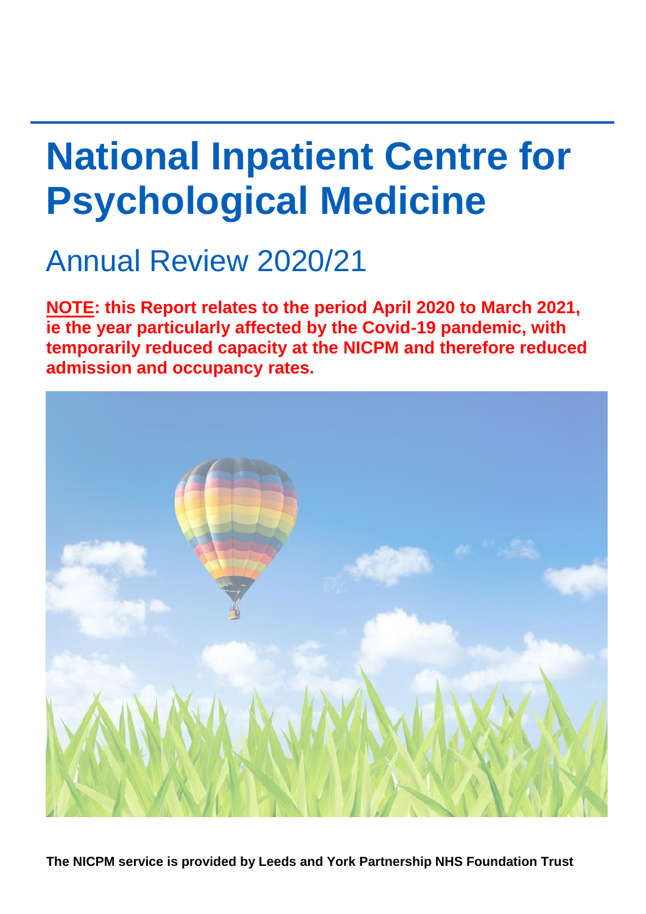# National Inpatient Centre for Psychological Medicine

## Annual Review 2020/21

**<u>NOTE</u>: this Report relates to the period April 2020 to March 2021, ie the year particularly affected by the Covid-19 pandemic, with temporarily reduced capacity at the NICPM and therefore reduced admission and occupancy rates.**

**The NICPM service is provided by Leeds and York Partnership NHS Foundation Trust**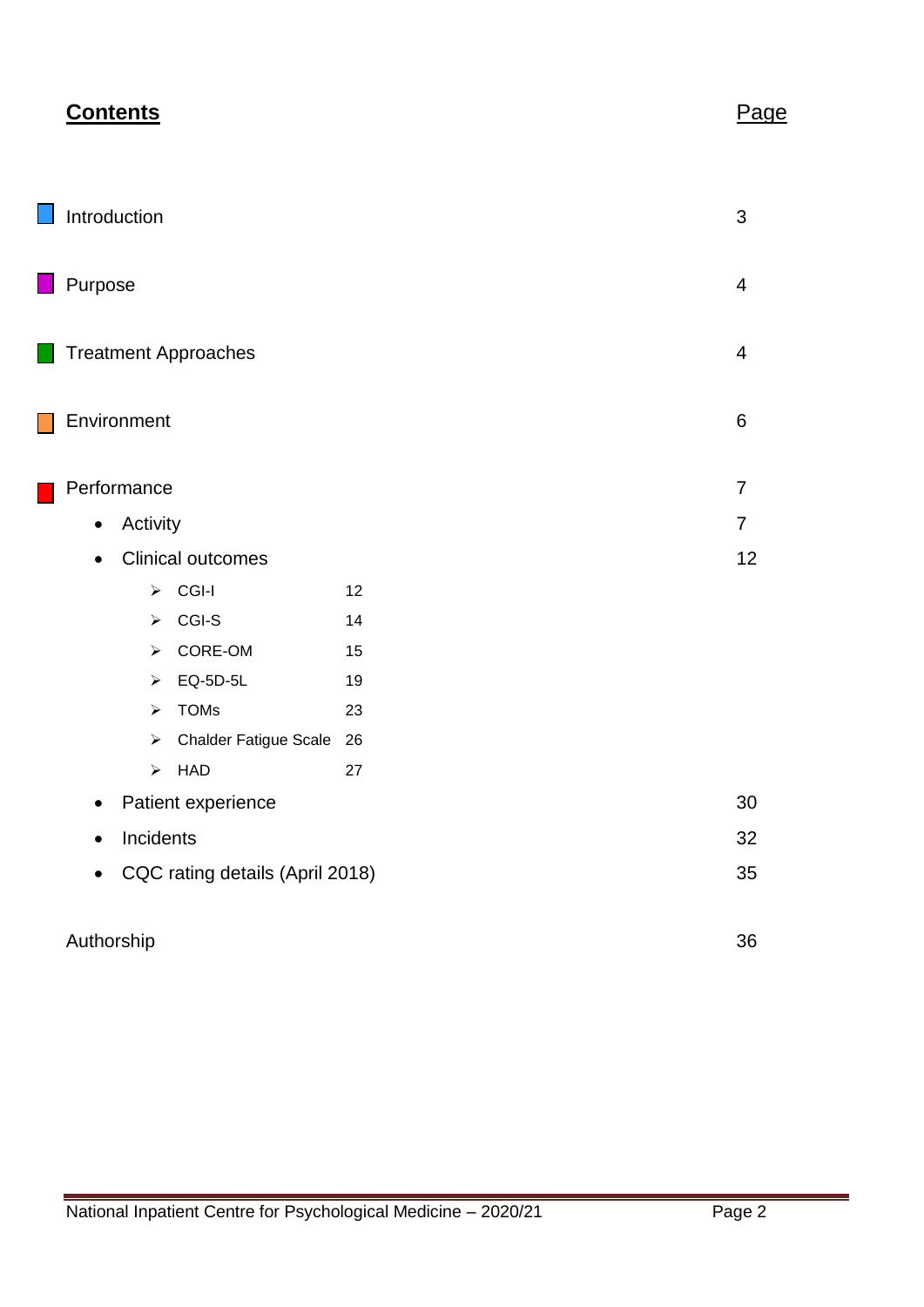## Contents

| | Page |
|---|---|
| Introduction | 3 |
| Purpose | 4 |
| Treatment Approaches | 4 |
| Environment | 6 |
| Performance | 7 |
| • Activity | 7 |
| • Clinical outcomes | 12 |
| ➢ CGI-I 12 | |
| ➢ CGI-S 14 | |
| ➢ CORE-OM 15 | |
| ➢ EQ-5D-5L 19 | |
| ➢ TOMs 23 | |
| ➢ Chalder Fatigue Scale 26 | |
| ➢ HAD 27 | |
| • Patient experience | 30 |
| • Incidents | 32 |
| • CQC rating details (April 2018) | 35 |
| Authorship | 36 |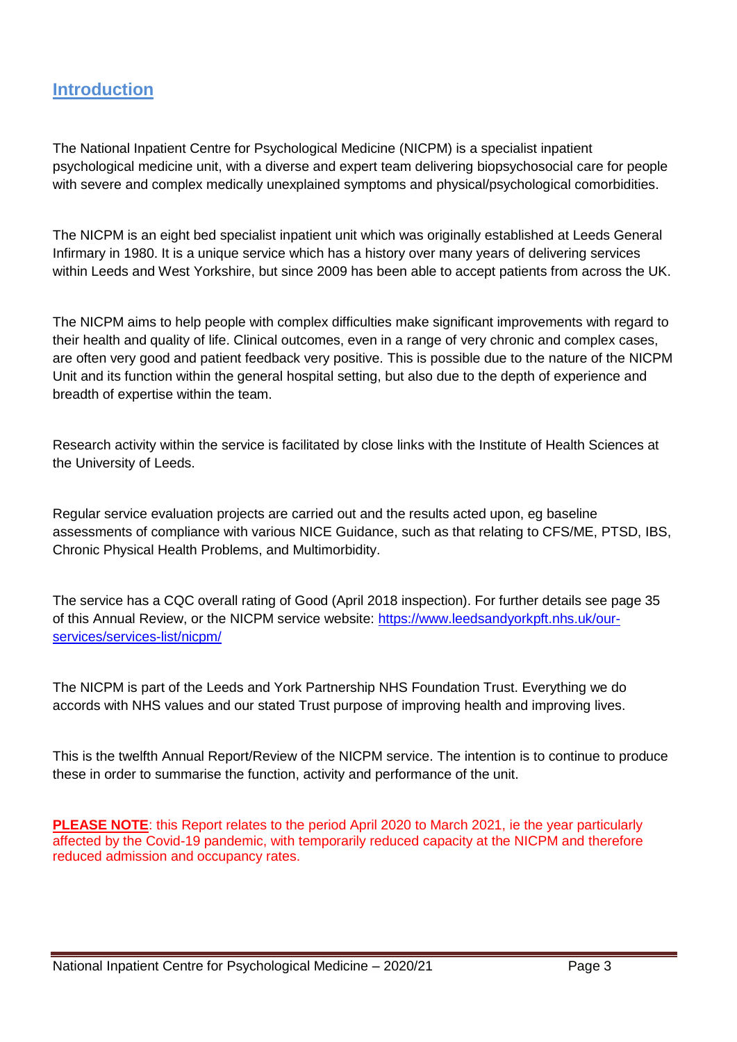## Introduction

The National Inpatient Centre for Psychological Medicine (NICPM) is a specialist inpatient psychological medicine unit, with a diverse and expert team delivering biopsychosocial care for people with severe and complex medically unexplained symptoms and physical/psychological comorbidities.

The NICPM is an eight bed specialist inpatient unit which was originally established at Leeds General Infirmary in 1980. It is a unique service which has a history over many years of delivering services within Leeds and West Yorkshire, but since 2009 has been able to accept patients from across the UK.

The NICPM aims to help people with complex difficulties make significant improvements with regard to their health and quality of life. Clinical outcomes, even in a range of very chronic and complex cases, are often very good and patient feedback very positive. This is possible due to the nature of the NICPM Unit and its function within the general hospital setting, but also due to the depth of experience and breadth of expertise within the team.

Research activity within the service is facilitated by close links with the Institute of Health Sciences at the University of Leeds.

Regular service evaluation projects are carried out and the results acted upon, eg baseline assessments of compliance with various NICE Guidance, such as that relating to CFS/ME, PTSD, IBS, Chronic Physical Health Problems, and Multimorbidity.

The service has a CQC overall rating of Good (April 2018 inspection). For further details see page 35 of this Annual Review, or the NICPM service website: [https://www.leedsandyorkpft.nhs.uk/our-services/services-list/nicpm/](https://www.leedsandyorkpft.nhs.uk/our-services/services-list/nicpm/)

The NICPM is part of the Leeds and York Partnership NHS Foundation Trust. Everything we do accords with NHS values and our stated Trust purpose of improving health and improving lives.

This is the twelfth Annual Report/Review of the NICPM service. The intention is to continue to produce these in order to summarise the function, activity and performance of the unit.

**PLEASE NOTE**: this Report relates to the period April 2020 to March 2021, ie the year particularly affected by the Covid-19 pandemic, with temporarily reduced capacity at the NICPM and therefore reduced admission and occupancy rates.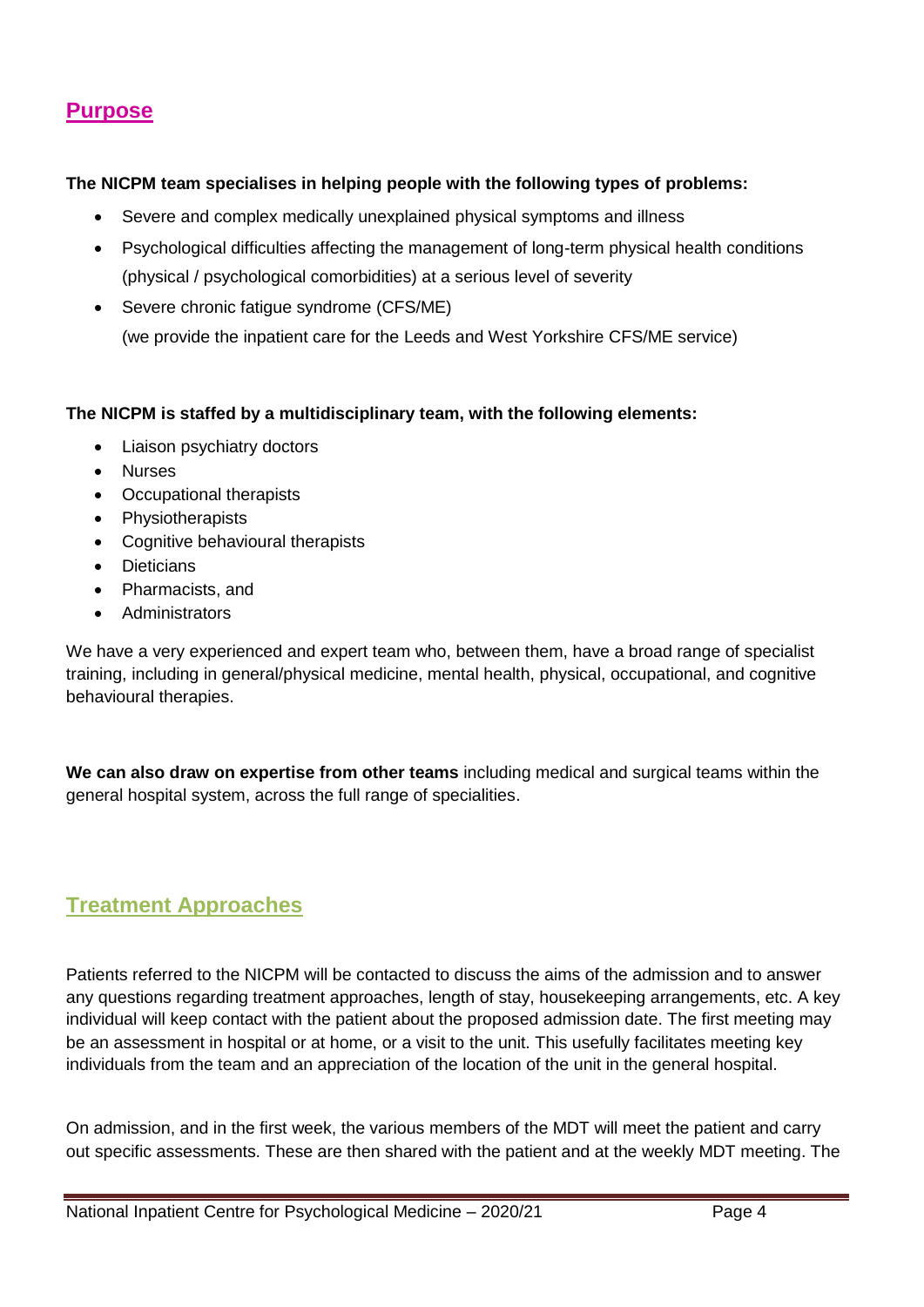## Purpose

**The NICPM team specialises in helping people with the following types of problems:**

- Severe and complex medically unexplained physical symptoms and illness
- Psychological difficulties affecting the management of long-term physical health conditions (physical / psychological comorbidities) at a serious level of severity
- Severe chronic fatigue syndrome (CFS/ME)
  (we provide the inpatient care for the Leeds and West Yorkshire CFS/ME service)

**The NICPM is staffed by a multidisciplinary team, with the following elements:**

- Liaison psychiatry doctors
- Nurses
- Occupational therapists
- Physiotherapists
- Cognitive behavioural therapists
- Dieticians
- Pharmacists, and
- Administrators

We have a very experienced and expert team who, between them, have a broad range of specialist training, including in general/physical medicine, mental health, physical, occupational, and cognitive behavioural therapies.

**We can also draw on expertise from other teams** including medical and surgical teams within the general hospital system, across the full range of specialities.

## Treatment Approaches

Patients referred to the NICPM will be contacted to discuss the aims of the admission and to answer any questions regarding treatment approaches, length of stay, housekeeping arrangements, etc. A key individual will keep contact with the patient about the proposed admission date. The first meeting may be an assessment in hospital or at home, or a visit to the unit. This usefully facilitates meeting key individuals from the team and an appreciation of the location of the unit in the general hospital.

On admission, and in the first week, the various members of the MDT will meet the patient and carry out specific assessments. These are then shared with the patient and at the weekly MDT meeting. The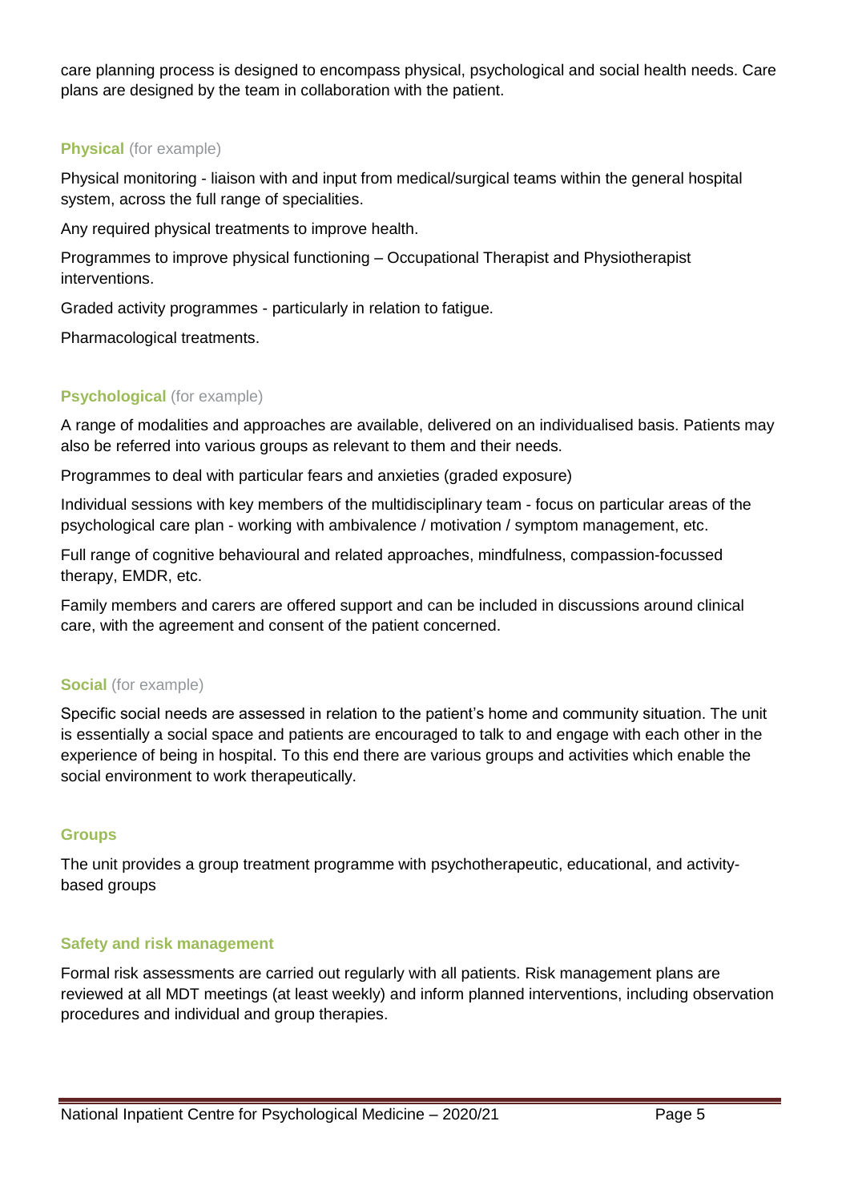care planning process is designed to encompass physical, psychological and social health needs. Care plans are designed by the team in collaboration with the patient.

### **Physical** (for example)

Physical monitoring - liaison with and input from medical/surgical teams within the general hospital system, across the full range of specialities.

Any required physical treatments to improve health.

Programmes to improve physical functioning – Occupational Therapist and Physiotherapist interventions.

Graded activity programmes - particularly in relation to fatigue.

Pharmacological treatments.

### **Psychological** (for example)

A range of modalities and approaches are available, delivered on an individualised basis. Patients may also be referred into various groups as relevant to them and their needs.

Programmes to deal with particular fears and anxieties (graded exposure)

Individual sessions with key members of the multidisciplinary team - focus on particular areas of the psychological care plan - working with ambivalence / motivation / symptom management, etc.

Full range of cognitive behavioural and related approaches, mindfulness, compassion-focussed therapy, EMDR, etc.

Family members and carers are offered support and can be included in discussions around clinical care, with the agreement and consent of the patient concerned.

### **Social** (for example)

Specific social needs are assessed in relation to the patient's home and community situation. The unit is essentially a social space and patients are encouraged to talk to and engage with each other in the experience of being in hospital. To this end there are various groups and activities which enable the social environment to work therapeutically.

### Groups

The unit provides a group treatment programme with psychotherapeutic, educational, and activity-based groups

### Safety and risk management

Formal risk assessments are carried out regularly with all patients. Risk management plans are reviewed at all MDT meetings (at least weekly) and inform planned interventions, including observation procedures and individual and group therapies.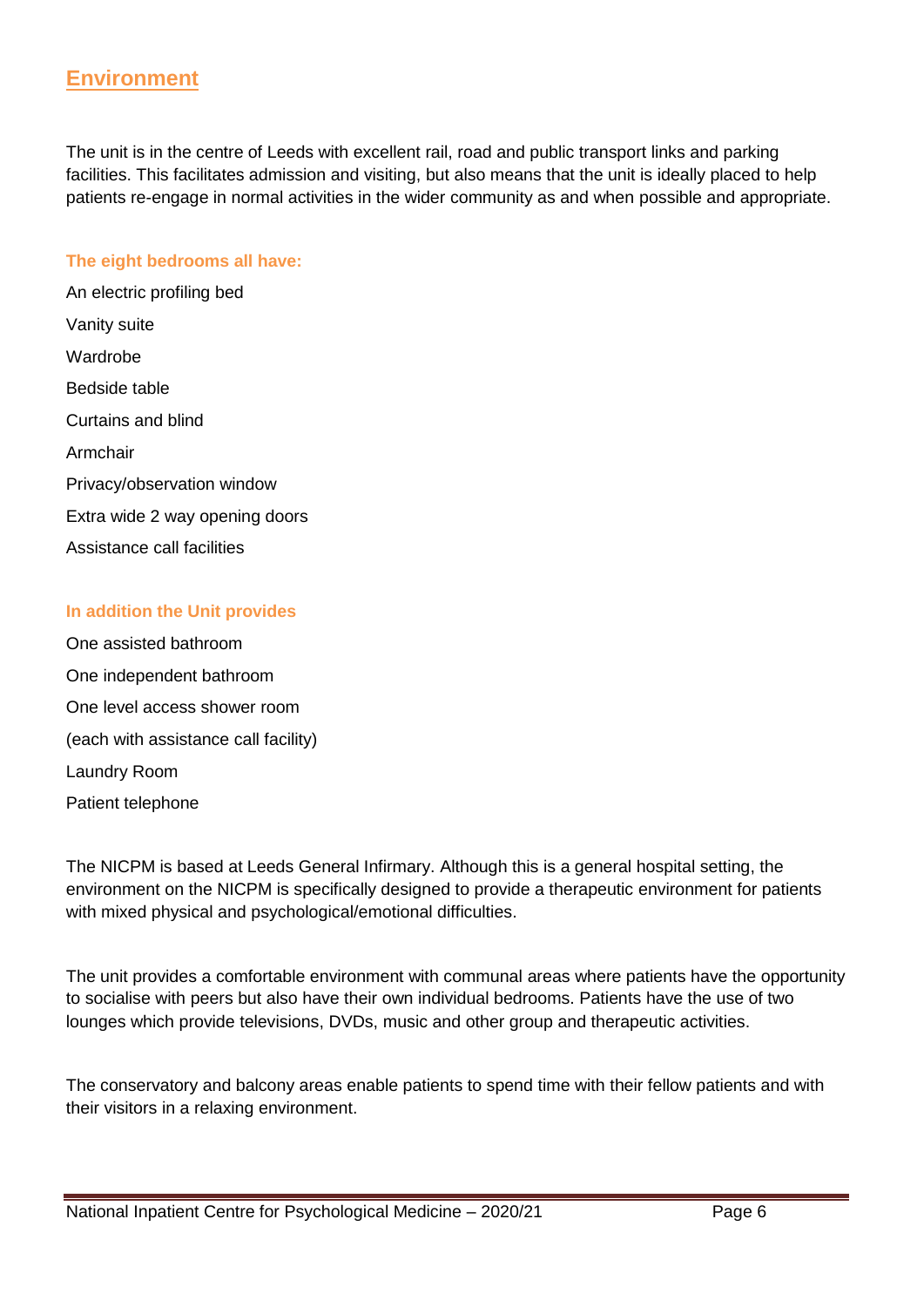## Environment

The unit is in the centre of Leeds with excellent rail, road and public transport links and parking facilities. This facilitates admission and visiting, but also means that the unit is ideally placed to help patients re-engage in normal activities in the wider community as and when possible and appropriate.

### The eight bedrooms all have:

An electric profiling bed

Vanity suite

Wardrobe

Bedside table

Curtains and blind

Armchair

Privacy/observation window

Extra wide 2 way opening doors

Assistance call facilities

### In addition the Unit provides

One assisted bathroom

One independent bathroom

One level access shower room

(each with assistance call facility)

Laundry Room

Patient telephone

The NICPM is based at Leeds General Infirmary. Although this is a general hospital setting, the environment on the NICPM is specifically designed to provide a therapeutic environment for patients with mixed physical and psychological/emotional difficulties.

The unit provides a comfortable environment with communal areas where patients have the opportunity to socialise with peers but also have their own individual bedrooms. Patients have the use of two lounges which provide televisions, DVDs, music and other group and therapeutic activities.

The conservatory and balcony areas enable patients to spend time with their fellow patients and with their visitors in a relaxing environment.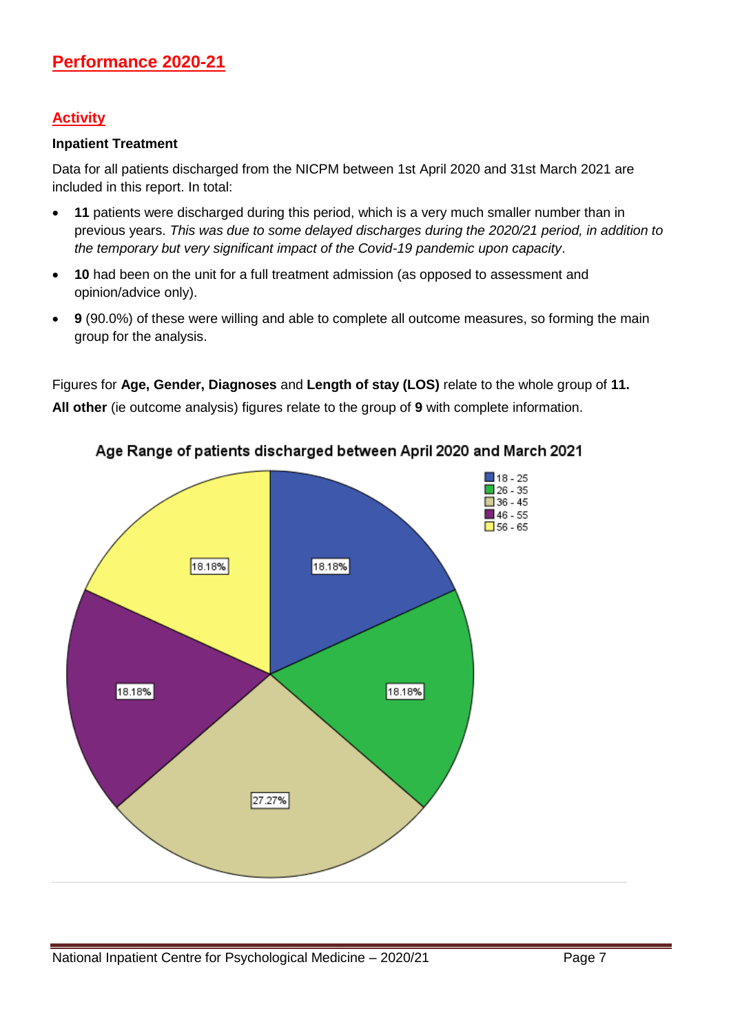## Performance 2020-21

### Activity

**Inpatient Treatment**

Data for all patients discharged from the NICPM between 1st April 2020 and 31st March 2021 are included in this report. In total:

- **11** patients were discharged during this period, which is a very much smaller number than in previous years. *This was due to some delayed discharges during the 2020/21 period, in addition to the temporary but very significant impact of the Covid-19 pandemic upon capacity*.
- **10** had been on the unit for a full treatment admission (as opposed to assessment and opinion/advice only).
- **9** (90.0%) of these were willing and able to complete all outcome measures, so forming the main group for the analysis.

Figures for **Age, Gender, Diagnoses** and **Length of stay (LOS)** relate to the whole group of **11. All other** (ie outcome analysis) figures relate to the group of **9** with complete information.

Age Range of patients discharged between April 2020 and March 2021

| Age range | Percentage |
|---|---|
| 18 - 25 | 18.18% |
| 26 - 35 | 18.18% |
| 36 - 45 | 27.27% |
| 46 - 55 | 18.18% |
| 56 - 65 | 18.18% |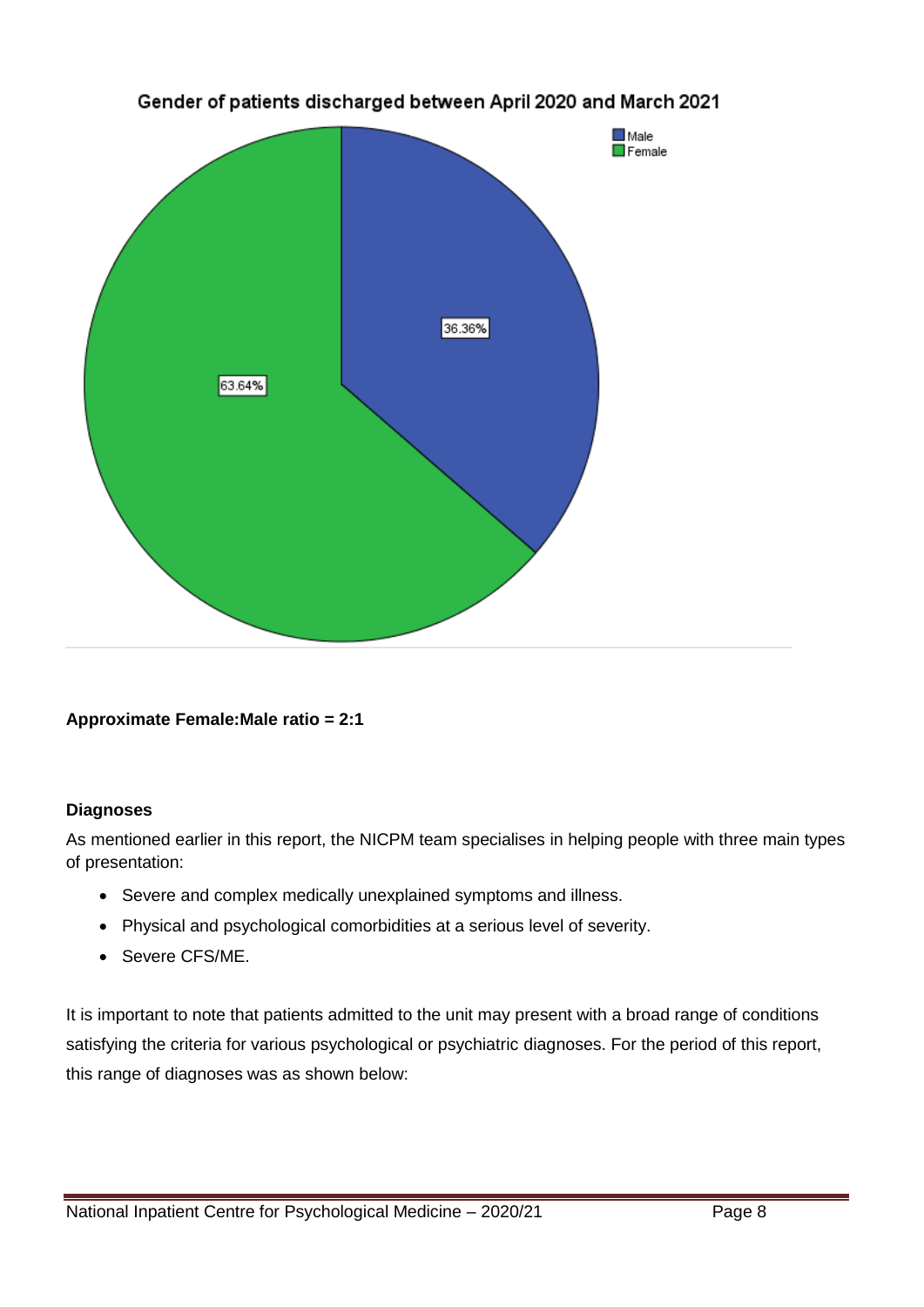Gender of patients discharged between April 2020 and March 2021

**Approximate Female:Male ratio = 2:1**

**Diagnoses**

As mentioned earlier in this report, the NICPM team specialises in helping people with three main types of presentation:

- Severe and complex medically unexplained symptoms and illness.
- Physical and psychological comorbidities at a serious level of severity.
- Severe CFS/ME.

It is important to note that patients admitted to the unit may present with a broad range of conditions satisfying the criteria for various psychological or psychiatric diagnoses. For the period of this report, this range of diagnoses was as shown below: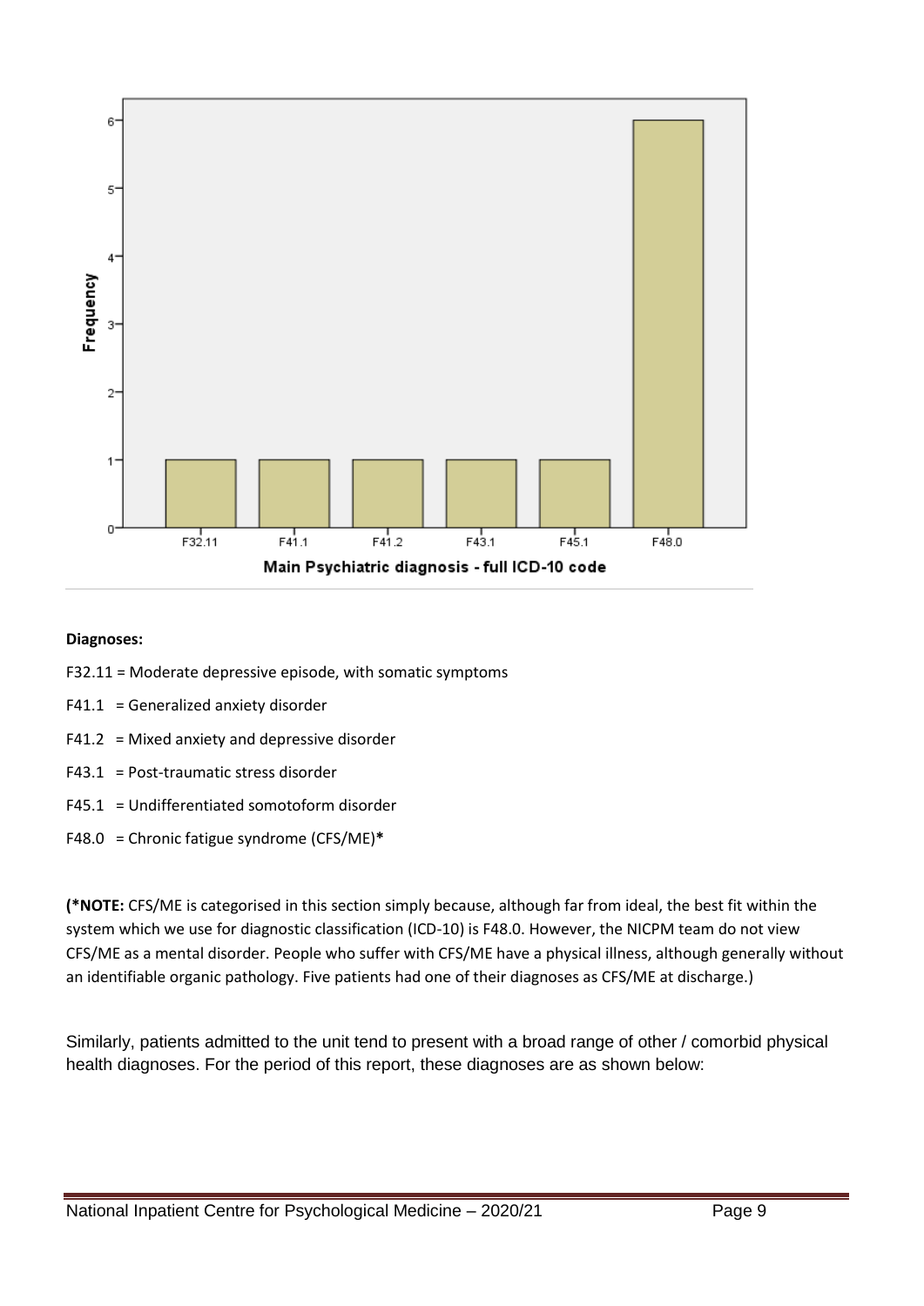**Diagnoses:**

F32.11 = Moderate depressive episode, with somatic symptoms

F41.1 = Generalized anxiety disorder

F41.2 = Mixed anxiety and depressive disorder

F43.1 = Post-traumatic stress disorder

F45.1 = Undifferentiated somotoform disorder

F48.0 = Chronic fatigue syndrome (CFS/ME)**\***

**(\*NOTE:** CFS/ME is categorised in this section simply because, although far from ideal, the best fit within the system which we use for diagnostic classification (ICD-10) is F48.0. However, the NICPM team do not view CFS/ME as a mental disorder. People who suffer with CFS/ME have a physical illness, although generally without an identifiable organic pathology. Five patients had one of their diagnoses as CFS/ME at discharge.)

Similarly, patients admitted to the unit tend to present with a broad range of other / comorbid physical health diagnoses. For the period of this report, these diagnoses are as shown below: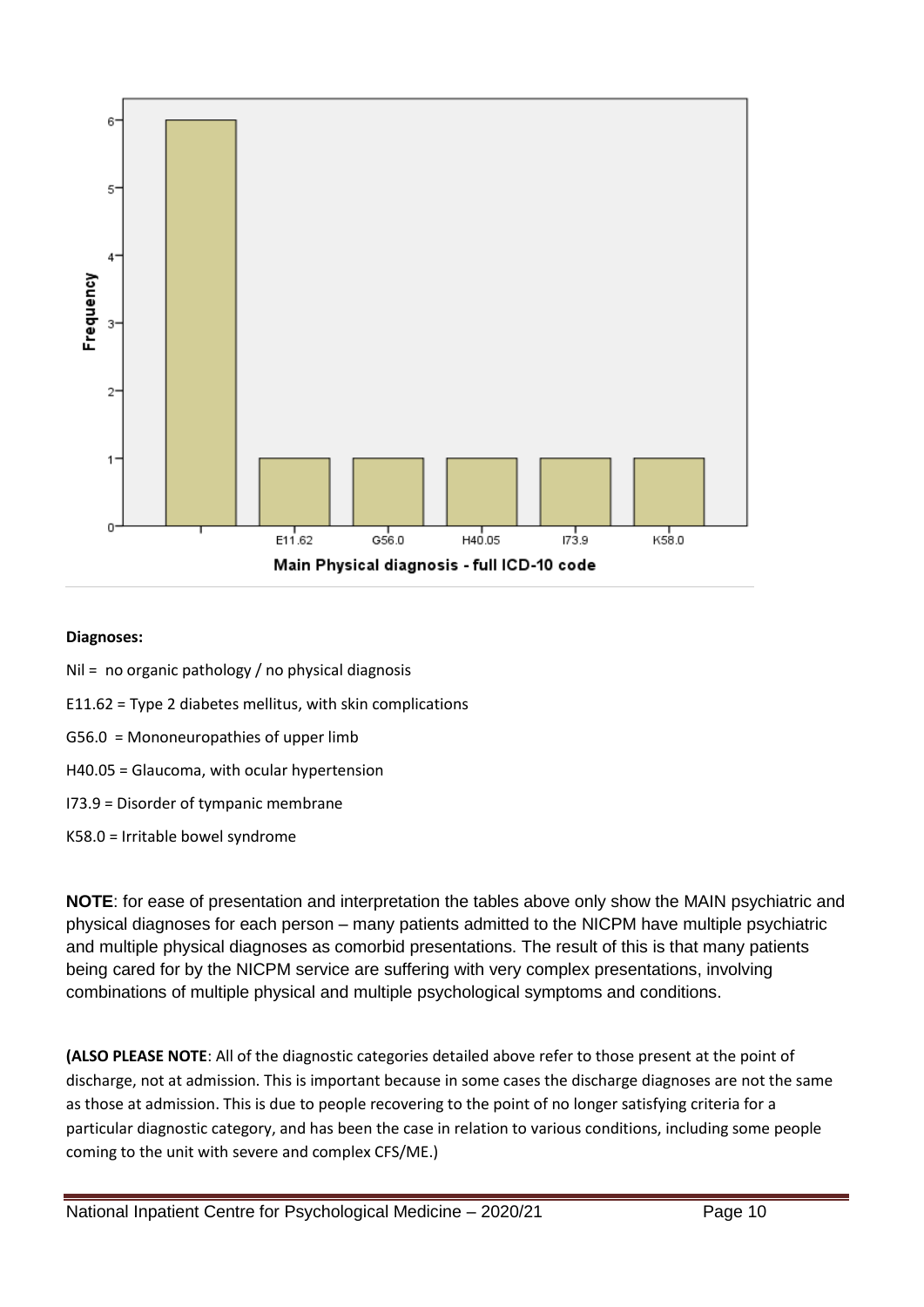**Diagnoses:**

Nil = no organic pathology / no physical diagnosis

E11.62 = Type 2 diabetes mellitus, with skin complications

G56.0 = Mononeuropathies of upper limb

H40.05 = Glaucoma, with ocular hypertension

I73.9 = Disorder of tympanic membrane

K58.0 = Irritable bowel syndrome

**NOTE**: for ease of presentation and interpretation the tables above only show the MAIN psychiatric and physical diagnoses for each person – many patients admitted to the NICPM have multiple psychiatric and multiple physical diagnoses as comorbid presentations. The result of this is that many patients being cared for by the NICPM service are suffering with very complex presentations, involving combinations of multiple physical and multiple psychological symptoms and conditions.

**(ALSO PLEASE NOTE**: All of the diagnostic categories detailed above refer to those present at the point of discharge, not at admission. This is important because in some cases the discharge diagnoses are not the same as those at admission. This is due to people recovering to the point of no longer satisfying criteria for a particular diagnostic category, and has been the case in relation to various conditions, including some people coming to the unit with severe and complex CFS/ME.)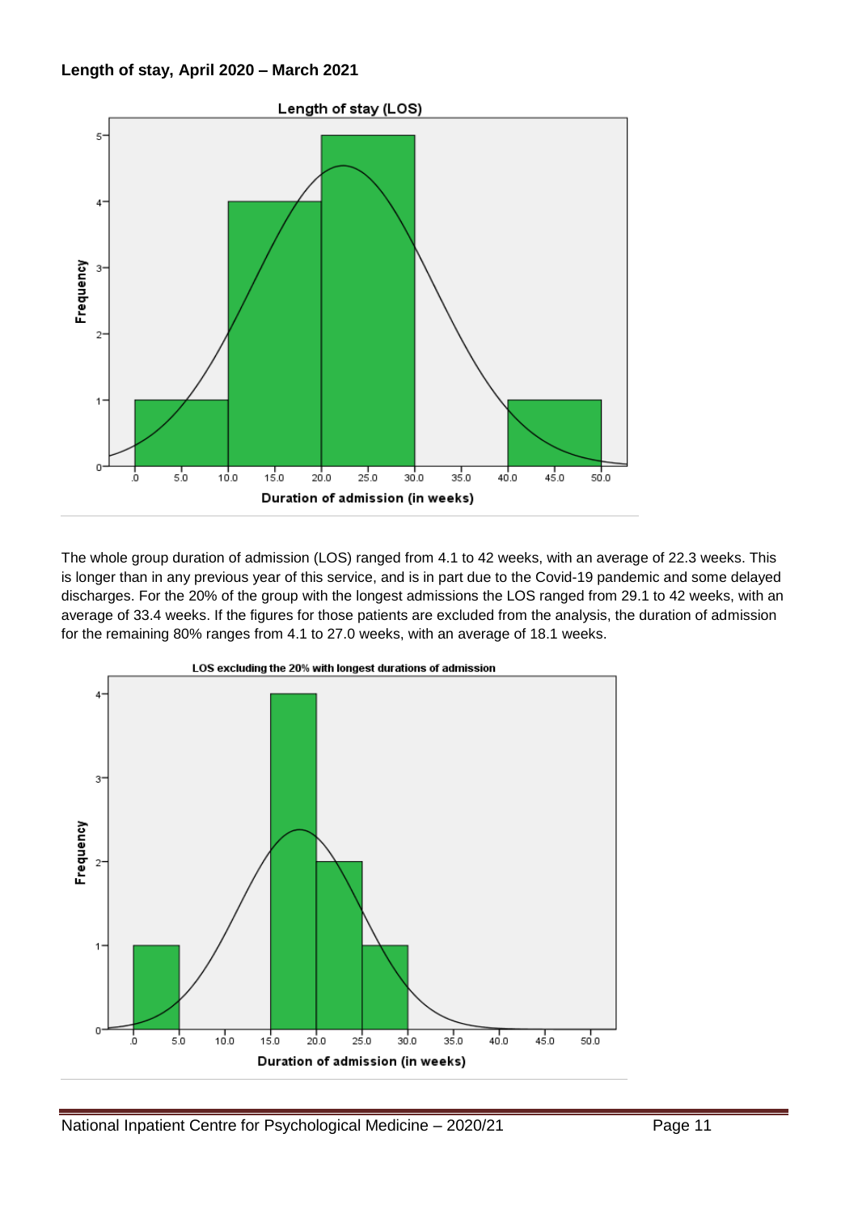**Length of stay, April 2020 – March 2021**

The whole group duration of admission (LOS) ranged from 4.1 to 42 weeks, with an average of 22.3 weeks. This is longer than in any previous year of this service, and is in part due to the Covid-19 pandemic and some delayed discharges. For the 20% of the group with the longest admissions the LOS ranged from 29.1 to 42 weeks, with an average of 33.4 weeks. If the figures for those patients are excluded from the analysis, the duration of admission for the remaining 80% ranges from 4.1 to 27.0 weeks, with an average of 18.1 weeks.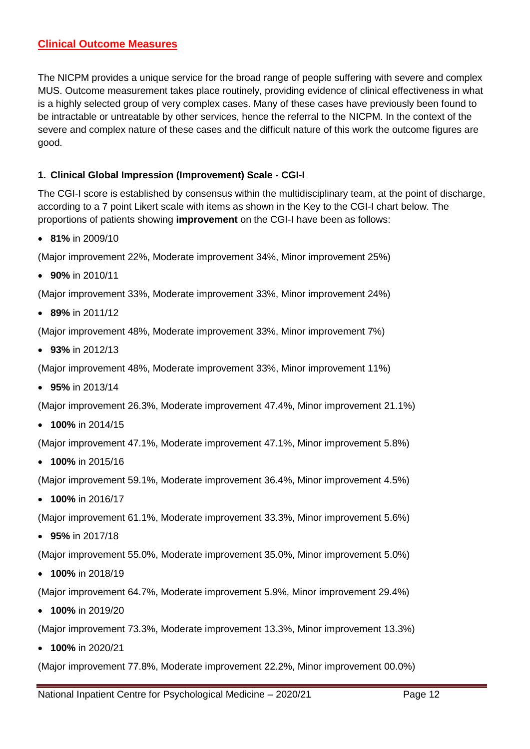## Clinical Outcome Measures

The NICPM provides a unique service for the broad range of people suffering with severe and complex MUS. Outcome measurement takes place routinely, providing evidence of clinical effectiveness in what is a highly selected group of very complex cases. Many of these cases have previously been found to be intractable or untreatable by other services, hence the referral to the NICPM. In the context of the severe and complex nature of these cases and the difficult nature of this work the outcome figures are good.

### 1. Clinical Global Impression (Improvement) Scale - CGI-I

The CGI-I score is established by consensus within the multidisciplinary team, at the point of discharge, according to a 7 point Likert scale with items as shown in the Key to the CGI-I chart below. The proportions of patients showing **improvement** on the CGI-I have been as follows:

- **81%** in 2009/10

(Major improvement 22%, Moderate improvement 34%, Minor improvement 25%)

- **90%** in 2010/11

(Major improvement 33%, Moderate improvement 33%, Minor improvement 24%)

- **89%** in 2011/12

(Major improvement 48%, Moderate improvement 33%, Minor improvement 7%)

- **93%** in 2012/13

(Major improvement 48%, Moderate improvement 33%, Minor improvement 11%)

- **95%** in 2013/14

(Major improvement 26.3%, Moderate improvement 47.4%, Minor improvement 21.1%)

- **100%** in 2014/15

(Major improvement 47.1%, Moderate improvement 47.1%, Minor improvement 5.8%)

- **100%** in 2015/16

(Major improvement 59.1%, Moderate improvement 36.4%, Minor improvement 4.5%)

- **100%** in 2016/17

(Major improvement 61.1%, Moderate improvement 33.3%, Minor improvement 5.6%)

- **95%** in 2017/18

(Major improvement 55.0%, Moderate improvement 35.0%, Minor improvement 5.0%)

- **100%** in 2018/19

(Major improvement 64.7%, Moderate improvement 5.9%, Minor improvement 29.4%)

- **100%** in 2019/20

(Major improvement 73.3%, Moderate improvement 13.3%, Minor improvement 13.3%)

- **100%** in 2020/21

(Major improvement 77.8%, Moderate improvement 22.2%, Minor improvement 00.0%)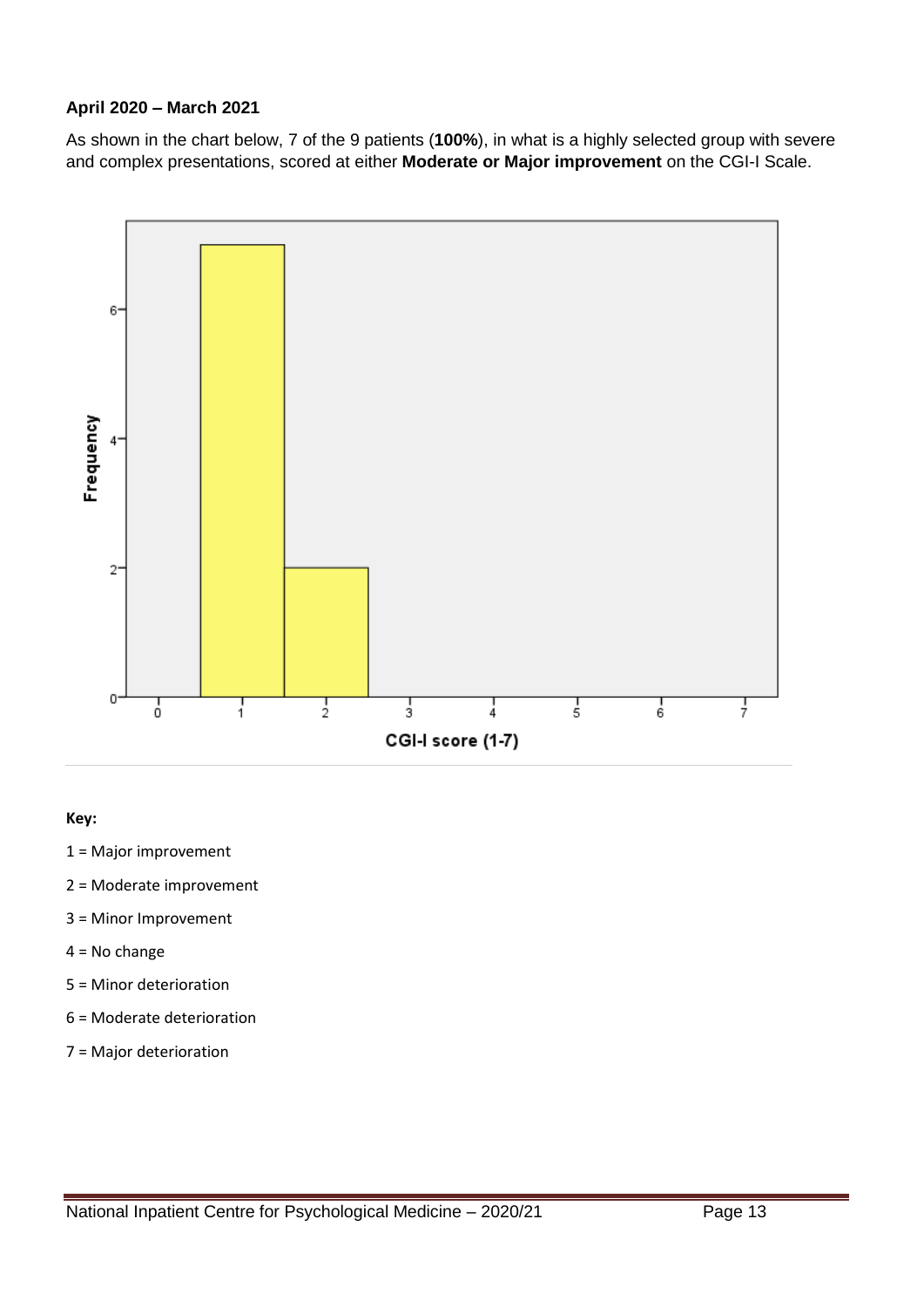**April 2020 – March 2021**

As shown in the chart below, 7 of the 9 patients (**100%**), in what is a highly selected group with severe and complex presentations, scored at either **Moderate or Major improvement** on the CGI-I Scale.

**Key:**

1 = Major improvement

2 = Moderate improvement

3 = Minor Improvement

4 = No change

5 = Minor deterioration

6 = Moderate deterioration

7 = Major deterioration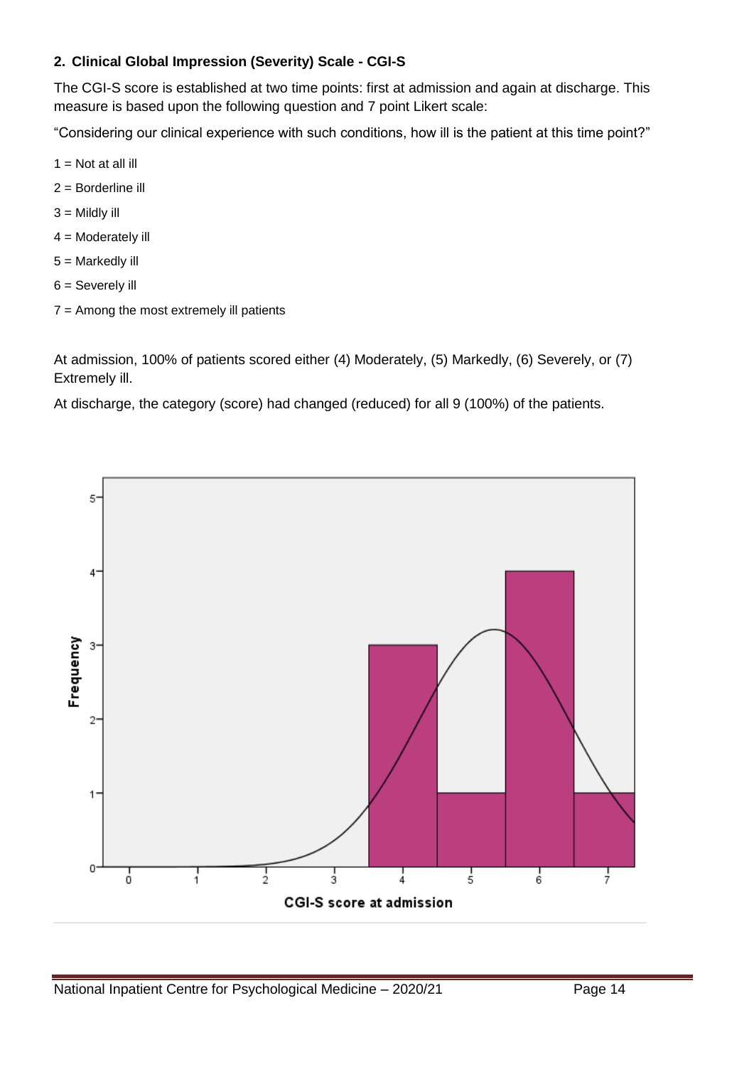## 2. Clinical Global Impression (Severity) Scale - CGI-S

The CGI-S score is established at two time points: first at admission and again at discharge. This measure is based upon the following question and 7 point Likert scale:

"Considering our clinical experience with such conditions, how ill is the patient at this time point?"

1 = Not at all ill

2 = Borderline ill

3 = Mildly ill

4 = Moderately ill

5 = Markedly ill

6 = Severely ill

7 = Among the most extremely ill patients

At admission, 100% of patients scored either (4) Moderately, (5) Markedly, (6) Severely, or (7) Extremely ill.

At discharge, the category (score) had changed (reduced) for all 9 (100%) of the patients.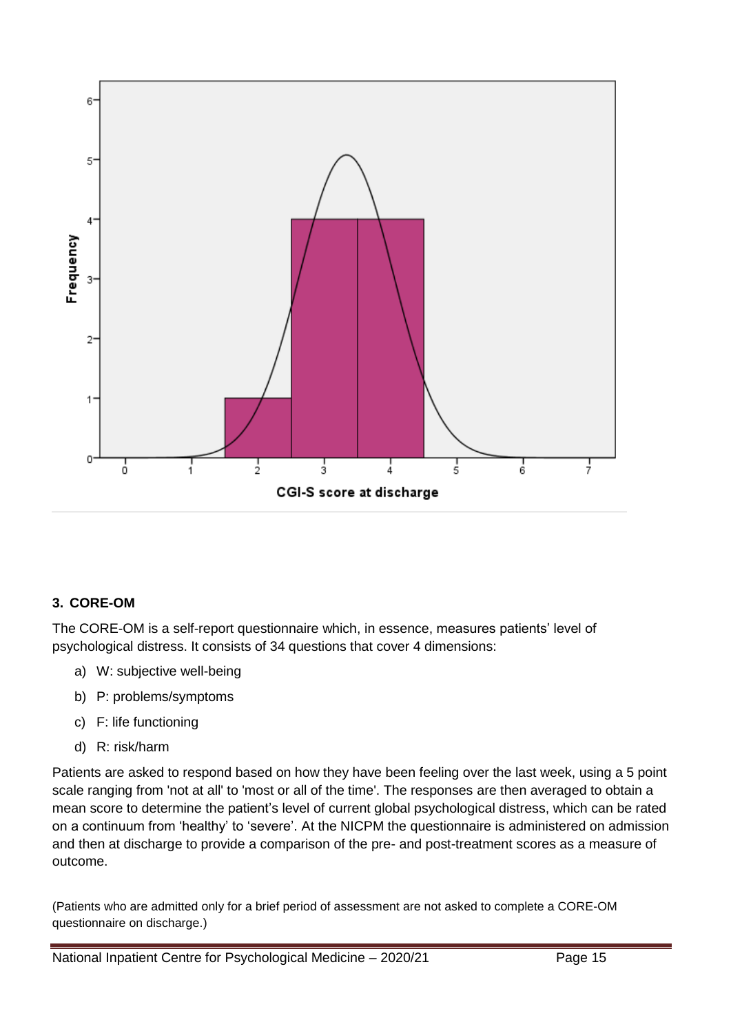## 3. CORE-OM

The CORE-OM is a self-report questionnaire which, in essence, measures patients' level of psychological distress. It consists of 34 questions that cover 4 dimensions:

a) W: subjective well-being
b) P: problems/symptoms
c) F: life functioning
d) R: risk/harm

Patients are asked to respond based on how they have been feeling over the last week, using a 5 point scale ranging from 'not at all' to 'most or all of the time'. The responses are then averaged to obtain a mean score to determine the patient's level of current global psychological distress, which can be rated on a continuum from 'healthy' to 'severe'. At the NICPM the questionnaire is administered on admission and then at discharge to provide a comparison of the pre- and post-treatment scores as a measure of outcome.

(Patients who are admitted only for a brief period of assessment are not asked to complete a CORE-OM questionnaire on discharge.)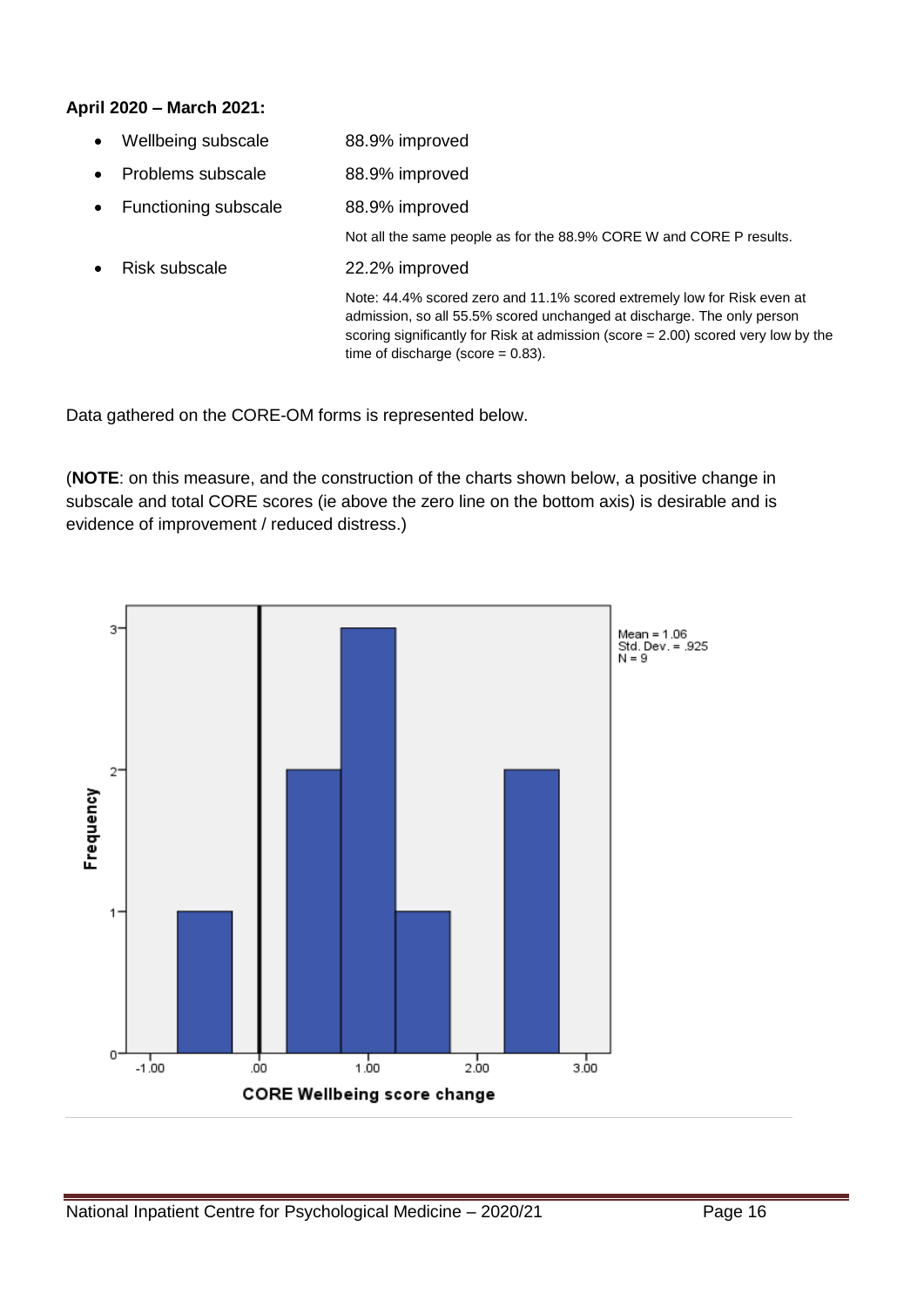**April 2020 – March 2021:**

- Wellbeing subscale — 88.9% improved
- Problems subscale — 88.9% improved
- Functioning subscale — 88.9% improved

  Not all the same people as for the 88.9% CORE W and CORE P results.

- Risk subscale — 22.2% improved

  Note: 44.4% scored zero and 11.1% scored extremely low for Risk even at admission, so all 55.5% scored unchanged at discharge. The only person scoring significantly for Risk at admission (score = 2.00) scored very low by the time of discharge (score = 0.83).

Data gathered on the CORE-OM forms is represented below.

(**NOTE**: on this measure, and the construction of the charts shown below, a positive change in subscale and total CORE scores (ie above the zero line on the bottom axis) is desirable and is evidence of improvement / reduced distress.)

Mean = 1.06
Std. Dev. = .925
N = 9

CORE Wellbeing score change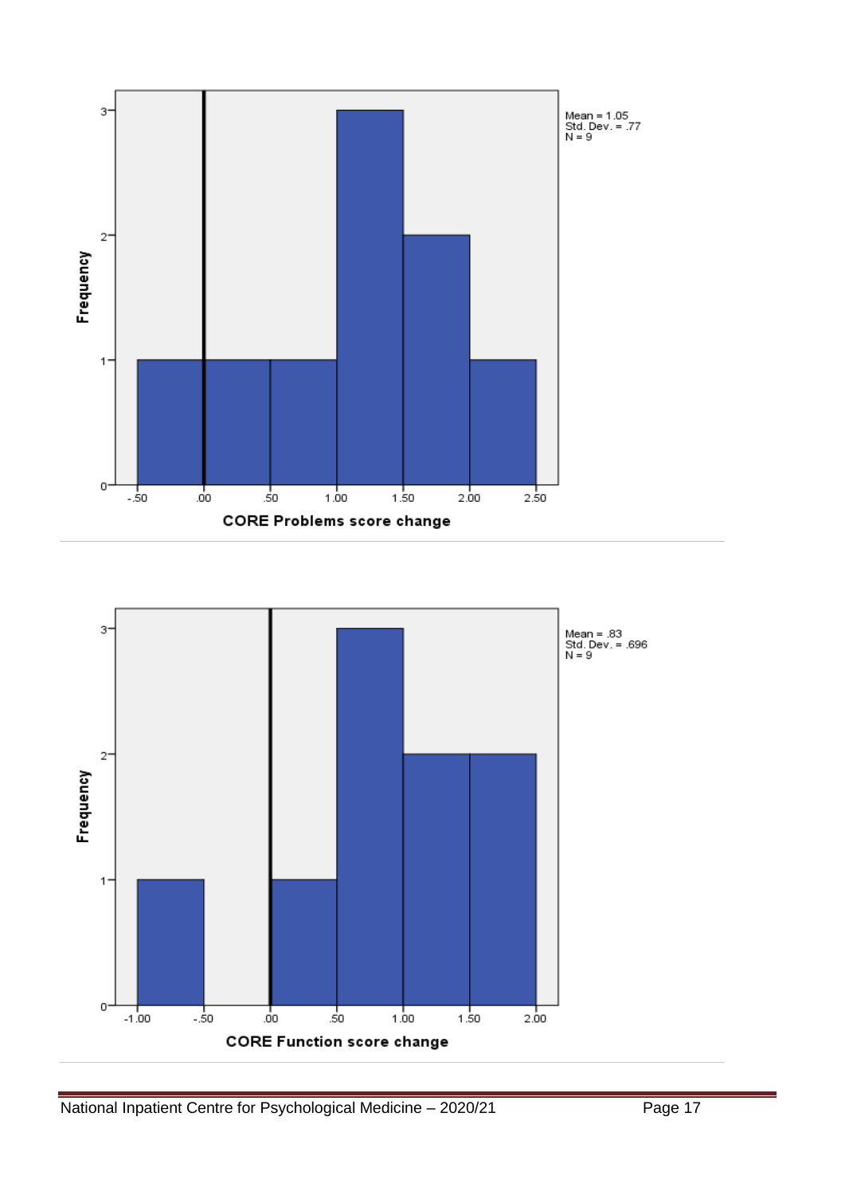Mean = 1.05
Std. Dev. = .77
N = 9

Frequency

CORE Problems score change

Mean = .83
Std. Dev. = .696
N = 9

Frequency

CORE Function score change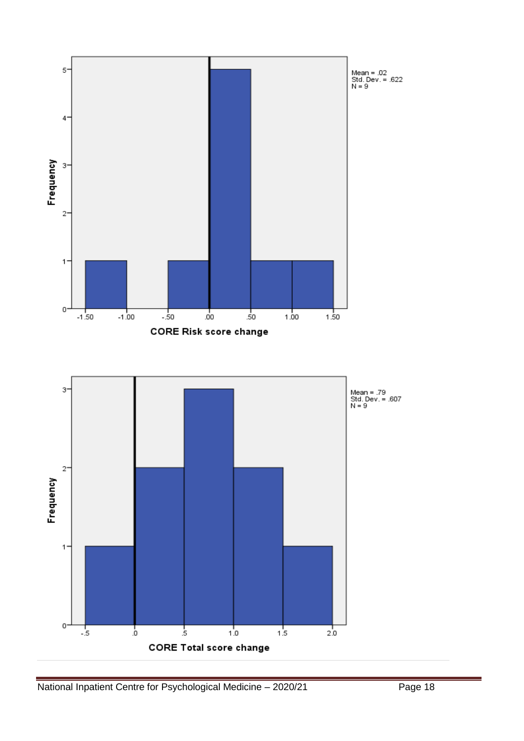Mean = .02
Std. Dev. = .622
N = 9

CORE Risk score change

Mean = .79
Std. Dev. = .607
N = 9

CORE Total score change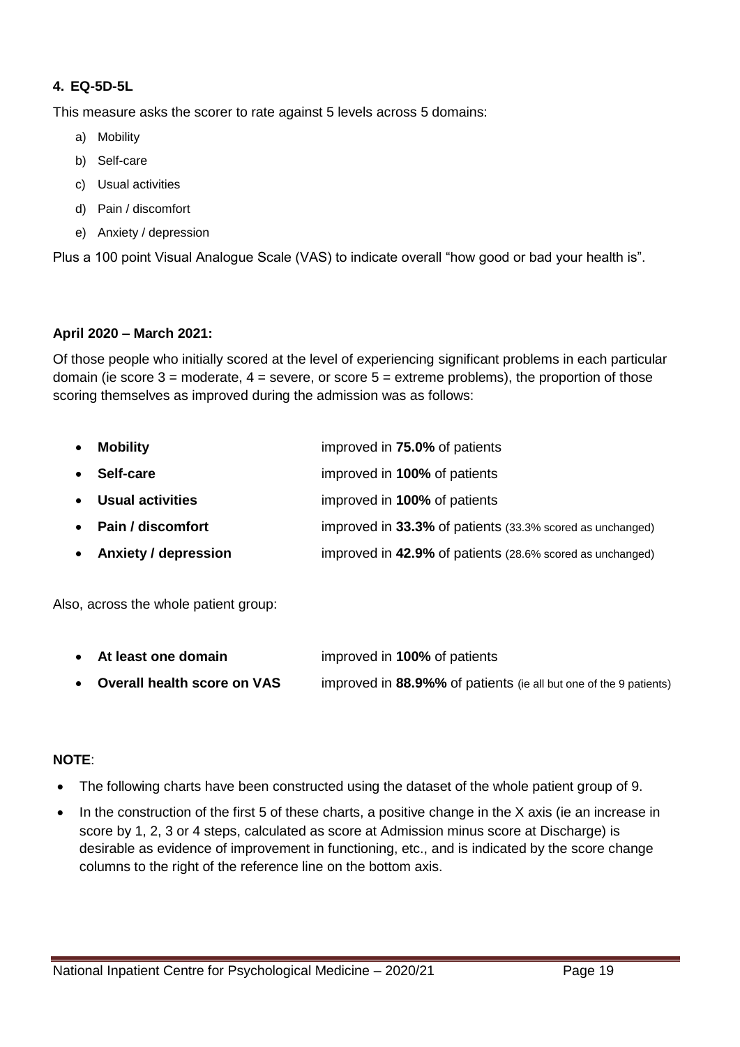## 4. EQ-5D-5L

This measure asks the scorer to rate against 5 levels across 5 domains:

a) Mobility
b) Self-care
c) Usual activities
d) Pain / discomfort
e) Anxiety / depression

Plus a 100 point Visual Analogue Scale (VAS) to indicate overall "how good or bad your health is".

**April 2020 – March 2021:**

Of those people who initially scored at the level of experiencing significant problems in each particular domain (ie score 3 = moderate, 4 = severe, or score 5 = extreme problems), the proportion of those scoring themselves as improved during the admission was as follows:

- **Mobility** improved in **75.0%** of patients
- **Self-care** improved in **100%** of patients
- **Usual activities** improved in **100%** of patients
- **Pain / discomfort** improved in **33.3%** of patients (33.3% scored as unchanged)
- **Anxiety / depression** improved in **42.9%** of patients (28.6% scored as unchanged)

Also, across the whole patient group:

- **At least one domain** improved in **100%** of patients
- **Overall health score on VAS** improved in **88.9%%** of patients (ie all but one of the 9 patients)

**NOTE**:

- The following charts have been constructed using the dataset of the whole patient group of 9.
- In the construction of the first 5 of these charts, a positive change in the X axis (ie an increase in score by 1, 2, 3 or 4 steps, calculated as score at Admission minus score at Discharge) is desirable as evidence of improvement in functioning, etc., and is indicated by the score change columns to the right of the reference line on the bottom axis.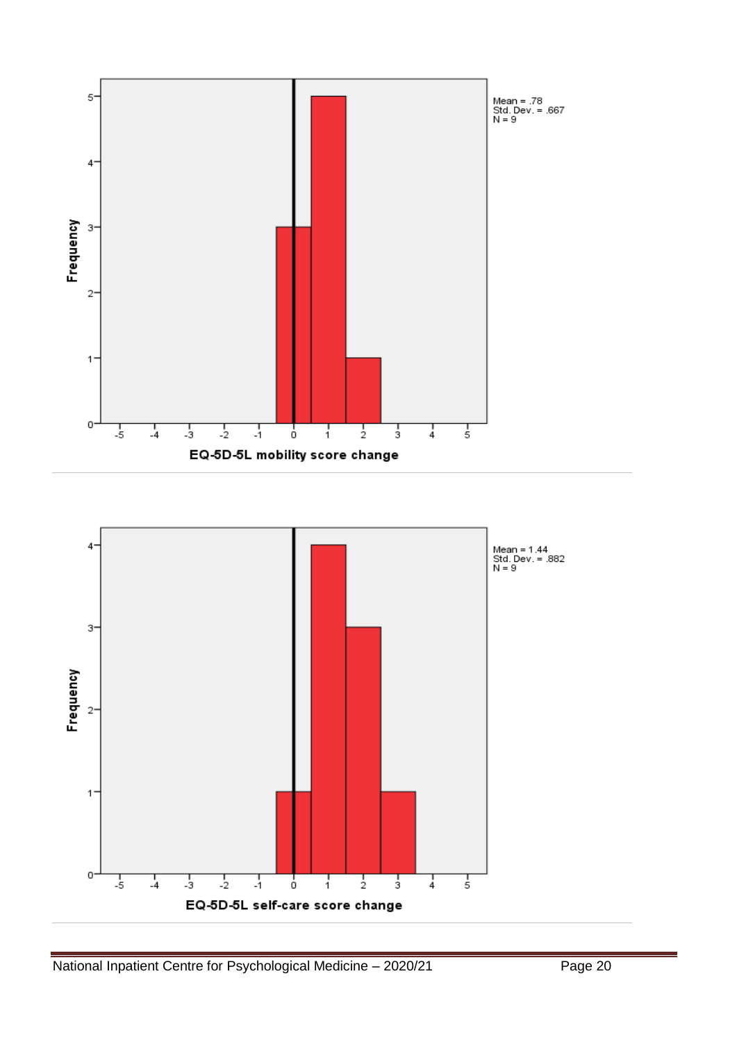Mean = .78
Std. Dev. = .667
N = 9

EQ-5D-5L mobility score change

Mean = 1.44
Std. Dev. = .882
N = 9

EQ-5D-5L self-care score change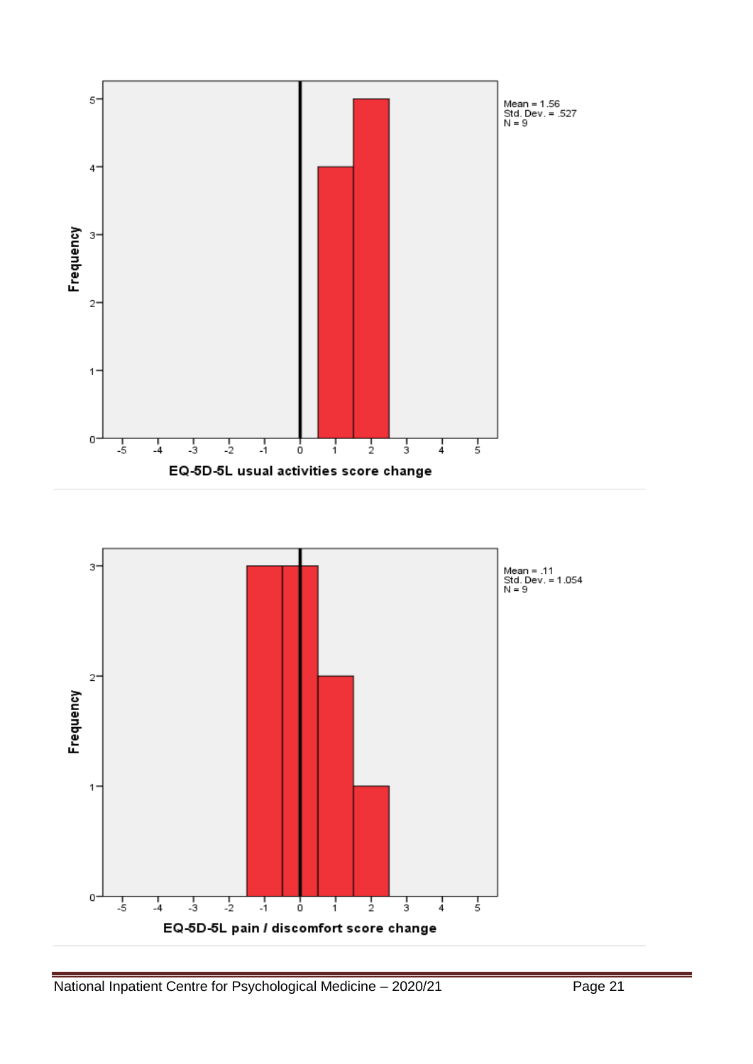Mean = 1.56
Std. Dev. = .527
N = 9

EQ-5D-5L usual activities score change

Mean = .11
Std. Dev. = 1.054
N = 9

EQ-5D-5L pain / discomfort score change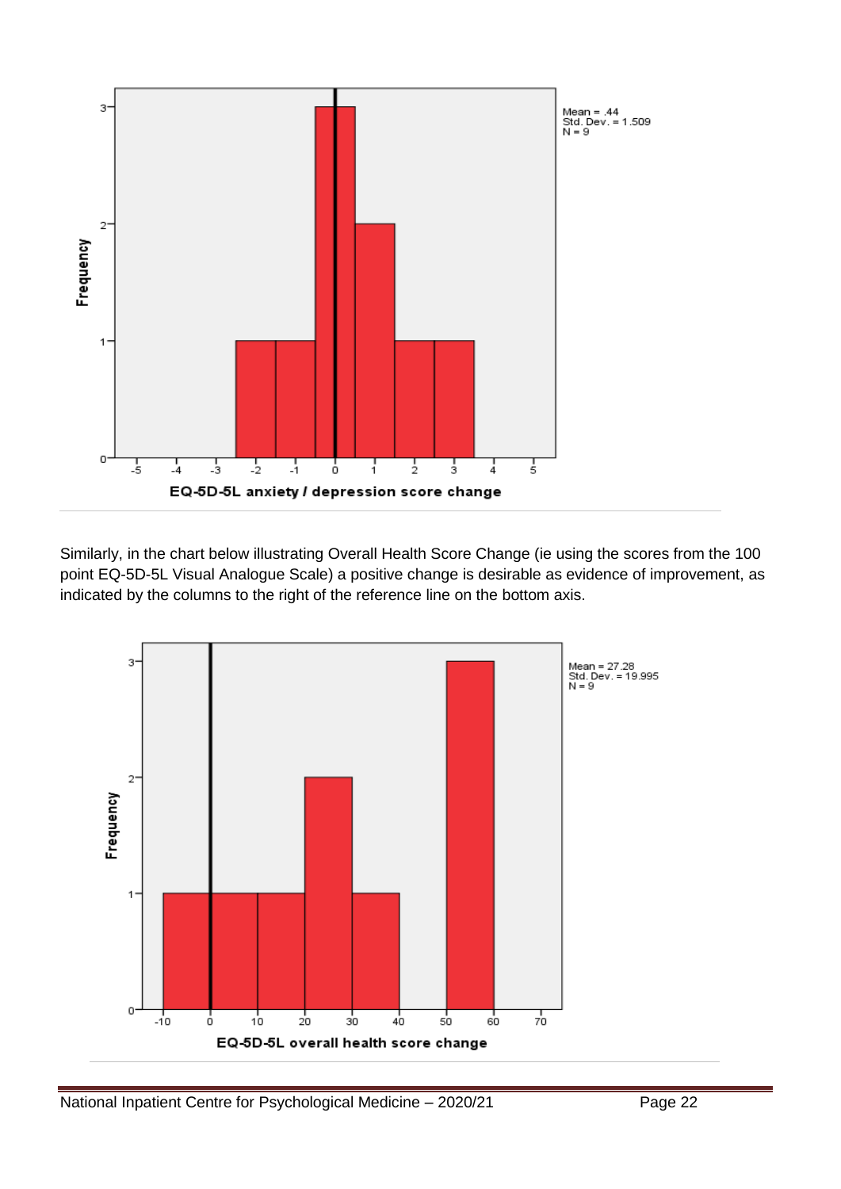Mean = .44
Std. Dev. = 1.509
N = 9

EQ-5D-5L anxiety / depression score change

Similarly, in the chart below illustrating Overall Health Score Change (ie using the scores from the 100 point EQ-5D-5L Visual Analogue Scale) a positive change is desirable as evidence of improvement, as indicated by the columns to the right of the reference line on the bottom axis.

Mean = 27.28
Std. Dev. = 19.995
N = 9

EQ-5D-5L overall health score change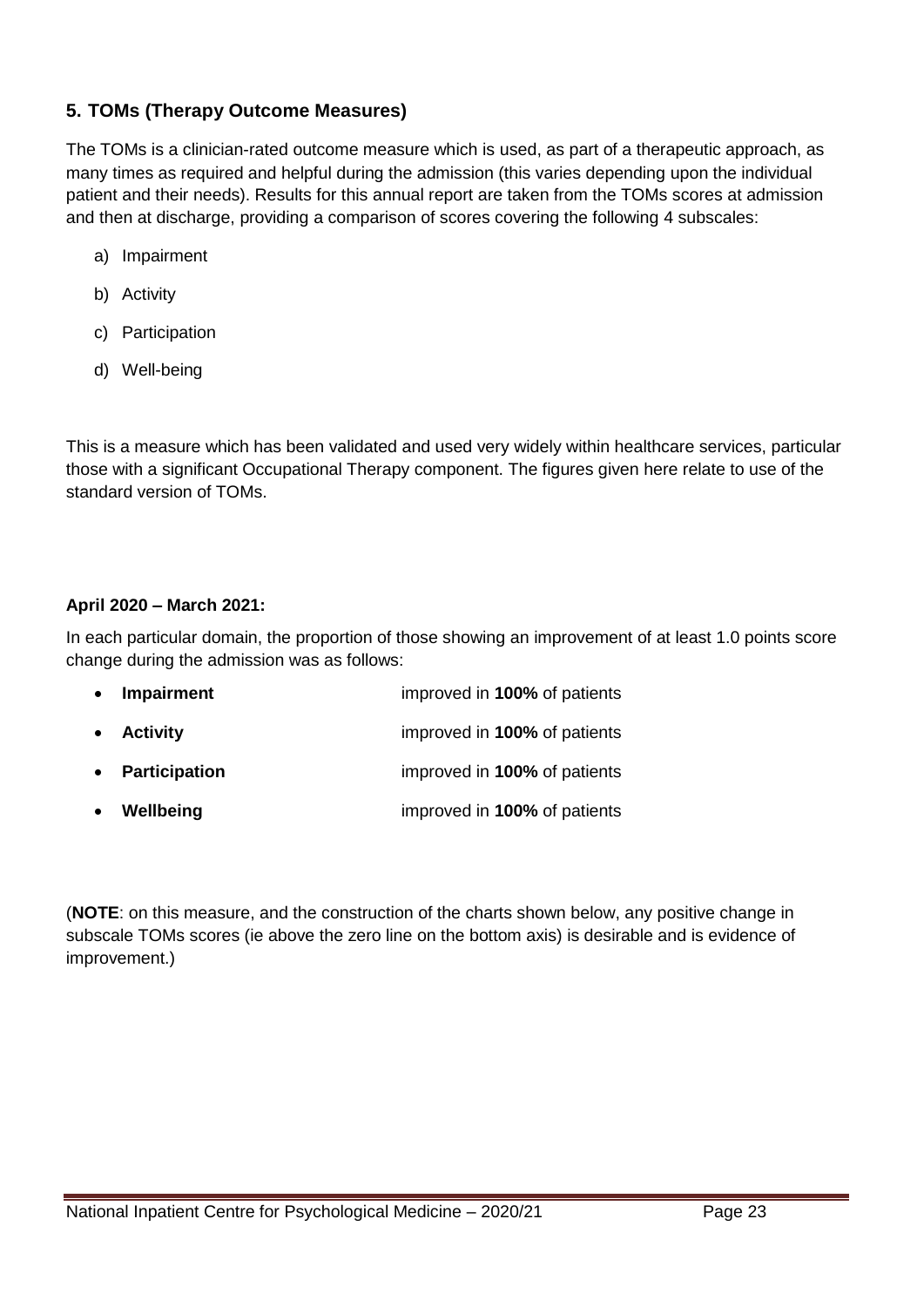## 5. TOMs (Therapy Outcome Measures)

The TOMs is a clinician-rated outcome measure which is used, as part of a therapeutic approach, as many times as required and helpful during the admission (this varies depending upon the individual patient and their needs). Results for this annual report are taken from the TOMs scores at admission and then at discharge, providing a comparison of scores covering the following 4 subscales:

a) Impairment

b) Activity

c) Participation

d) Well-being

This is a measure which has been validated and used very widely within healthcare services, particular those with a significant Occupational Therapy component. The figures given here relate to use of the standard version of TOMs.

**April 2020 – March 2021:**

In each particular domain, the proportion of those showing an improvement of at least 1.0 points score change during the admission was as follows:

- **Impairment** improved in **100%** of patients
- **Activity** improved in **100%** of patients
- **Participation** improved in **100%** of patients
- **Wellbeing** improved in **100%** of patients

(**NOTE**: on this measure, and the construction of the charts shown below, any positive change in subscale TOMs scores (ie above the zero line on the bottom axis) is desirable and is evidence of improvement.)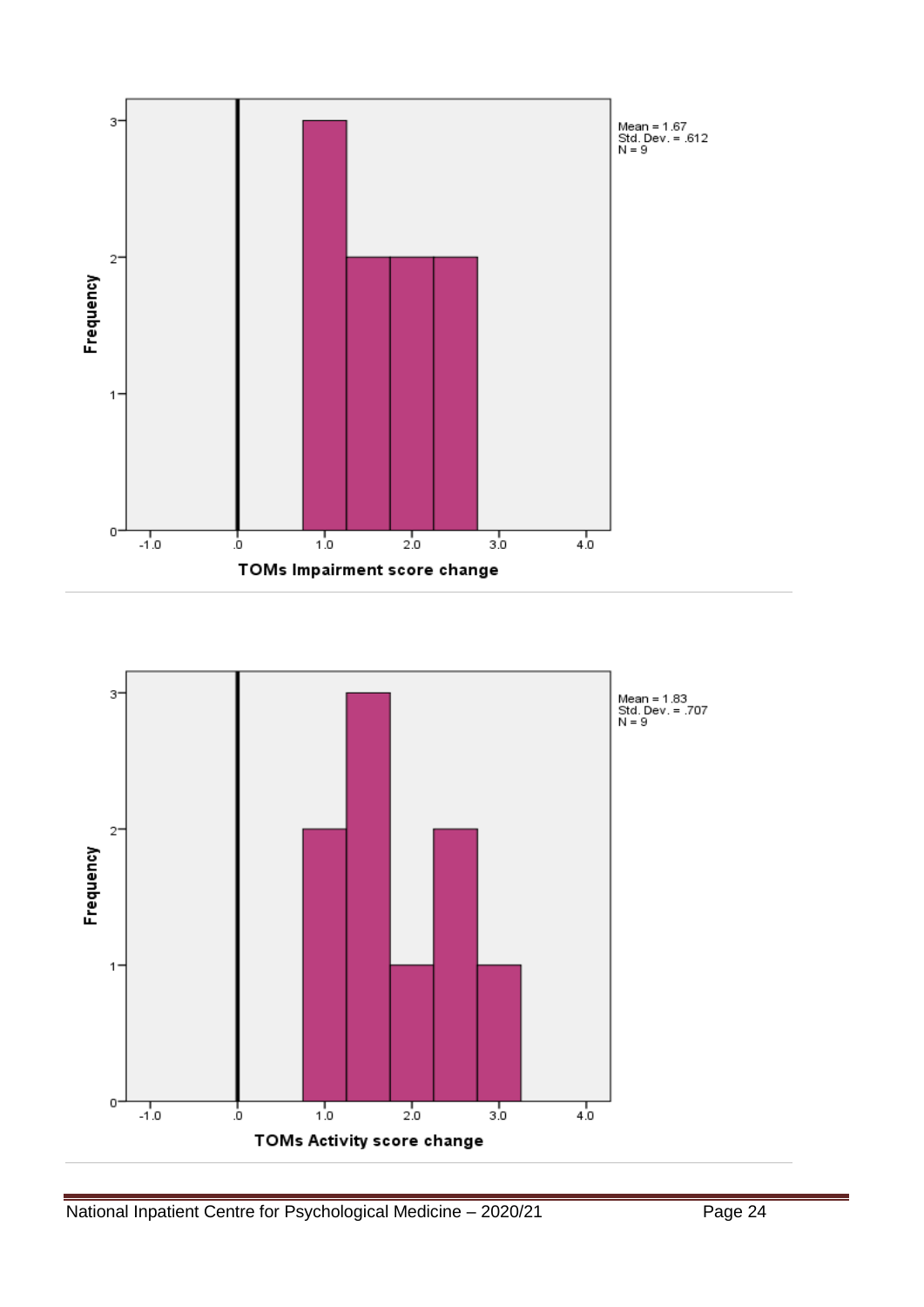Mean = 1.67
Std. Dev. = .612
N = 9

Frequency

TOMs Impairment score change

Mean = 1.83
Std. Dev. = .707
N = 9

Frequency

TOMs Activity score change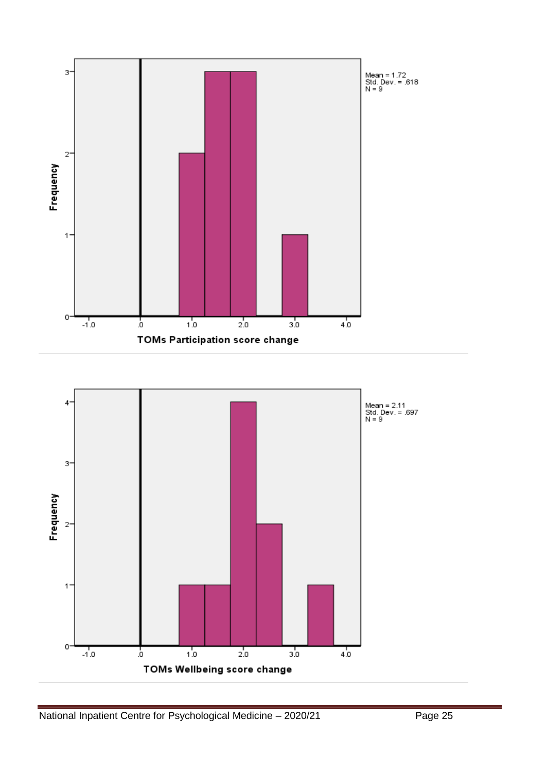Mean = 1.72
Std. Dev. = .618
N = 9

TOMs Participation score change

Mean = 2.11
Std. Dev. = .697
N = 9

TOMs Wellbeing score change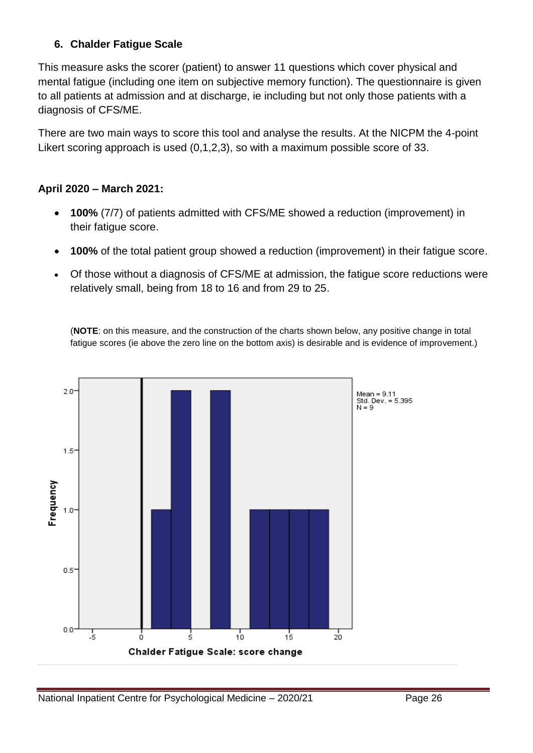## 6. Chalder Fatigue Scale

This measure asks the scorer (patient) to answer 11 questions which cover physical and mental fatigue (including one item on subjective memory function). The questionnaire is given to all patients at admission and at discharge, ie including but not only those patients with a diagnosis of CFS/ME.

There are two main ways to score this tool and analyse the results. At the NICPM the 4-point Likert scoring approach is used (0,1,2,3), so with a maximum possible score of 33.

### April 2020 – March 2021:

- **100%** (7/7) of patients admitted with CFS/ME showed a reduction (improvement) in their fatigue score.
- **100%** of the total patient group showed a reduction (improvement) in their fatigue score.
- Of those without a diagnosis of CFS/ME at admission, the fatigue score reductions were relatively small, being from 18 to 16 and from 29 to 25.

(**NOTE**: on this measure, and the construction of the charts shown below, any positive change in total fatigue scores (ie above the zero line on the bottom axis) is desirable and is evidence of improvement.)

Mean = 9.11
Std. Dev. = 5.395
N = 9

Chalder Fatigue Scale: score change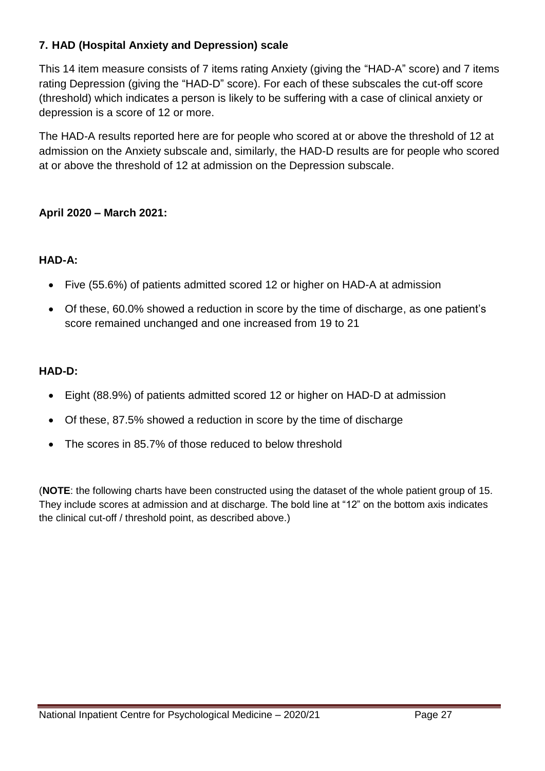## 7. HAD (Hospital Anxiety and Depression) scale

This 14 item measure consists of 7 items rating Anxiety (giving the "HAD-A" score) and 7 items rating Depression (giving the "HAD-D" score). For each of these subscales the cut-off score (threshold) which indicates a person is likely to be suffering with a case of clinical anxiety or depression is a score of 12 or more.

The HAD-A results reported here are for people who scored at or above the threshold of 12 at admission on the Anxiety subscale and, similarly, the HAD-D results are for people who scored at or above the threshold of 12 at admission on the Depression subscale.

**April 2020 – March 2021:**

**HAD-A:**

- Five (55.6%) of patients admitted scored 12 or higher on HAD-A at admission
- Of these, 60.0% showed a reduction in score by the time of discharge, as one patient's score remained unchanged and one increased from 19 to 21

**HAD-D:**

- Eight (88.9%) of patients admitted scored 12 or higher on HAD-D at admission
- Of these, 87.5% showed a reduction in score by the time of discharge
- The scores in 85.7% of those reduced to below threshold

(**NOTE**: the following charts have been constructed using the dataset of the whole patient group of 15. They include scores at admission and at discharge. The bold line at "12" on the bottom axis indicates the clinical cut-off / threshold point, as described above.)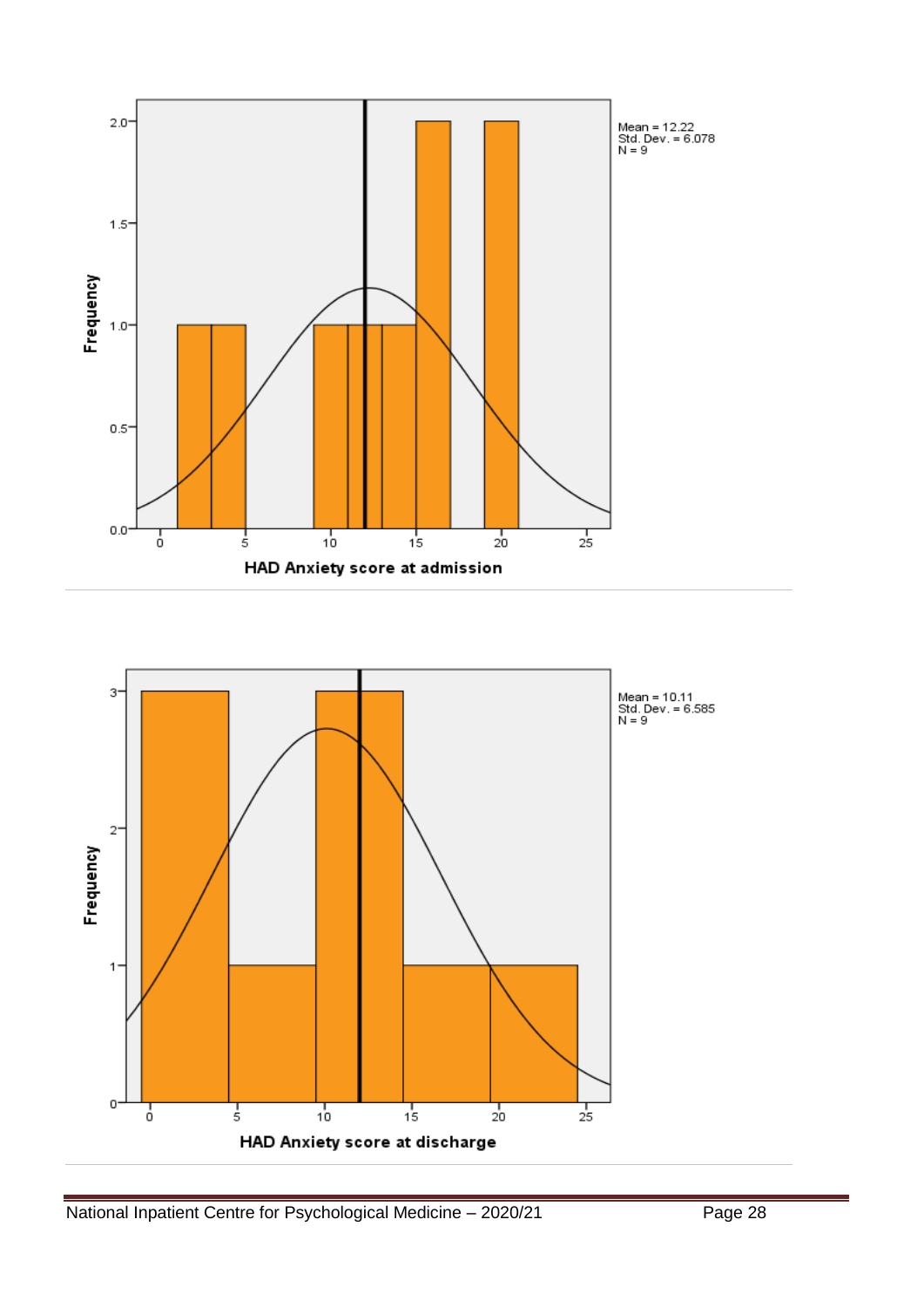Mean = 12.22
Std. Dev. = 6.078
N = 9

HAD Anxiety score at admission

Mean = 10.11
Std. Dev. = 6.585
N = 9

HAD Anxiety score at discharge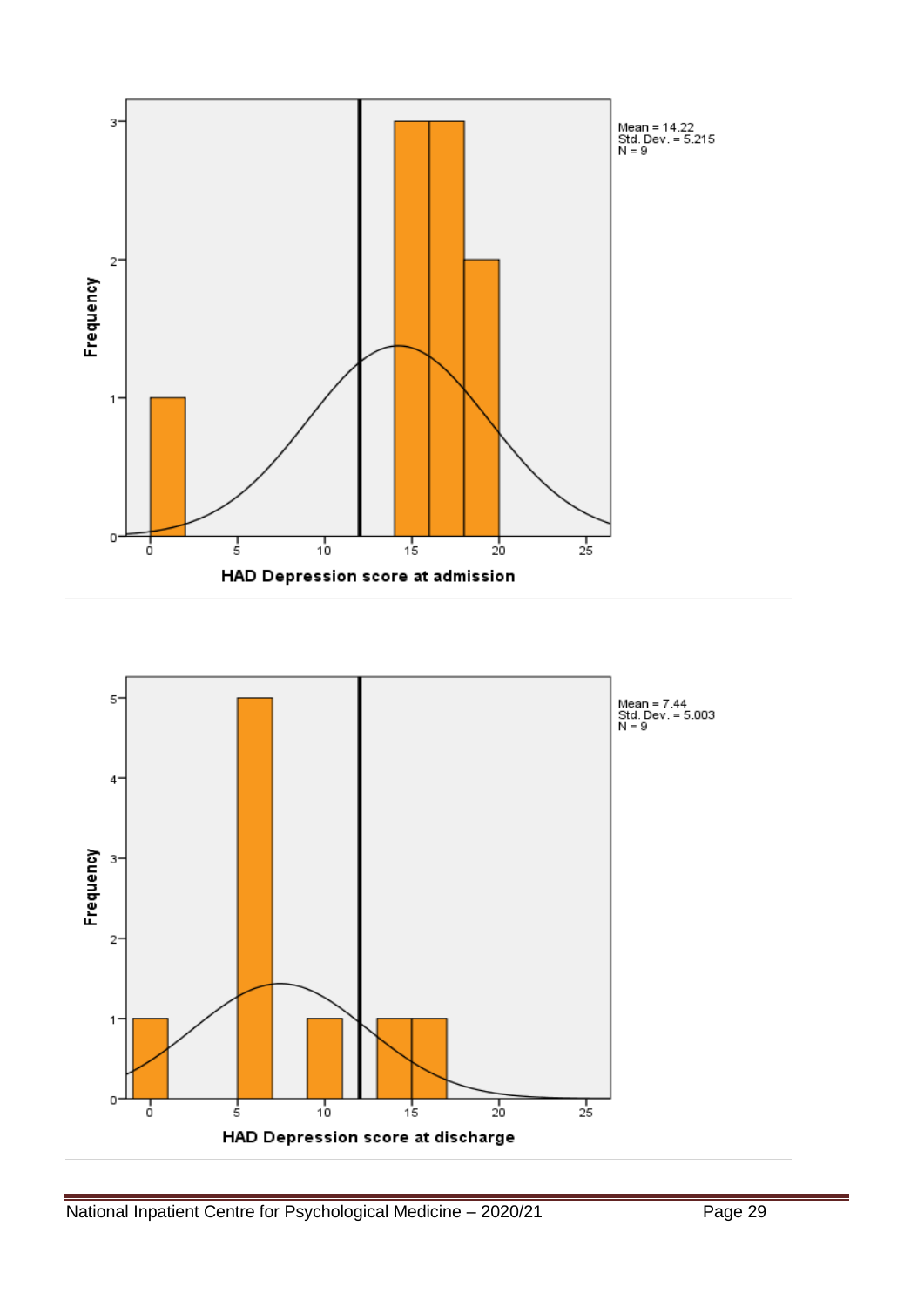Mean = 14.22
Std. Dev. = 5.215
N = 9

HAD Depression score at admission

Mean = 7.44
Std. Dev. = 5.003
N = 9

HAD Depression score at discharge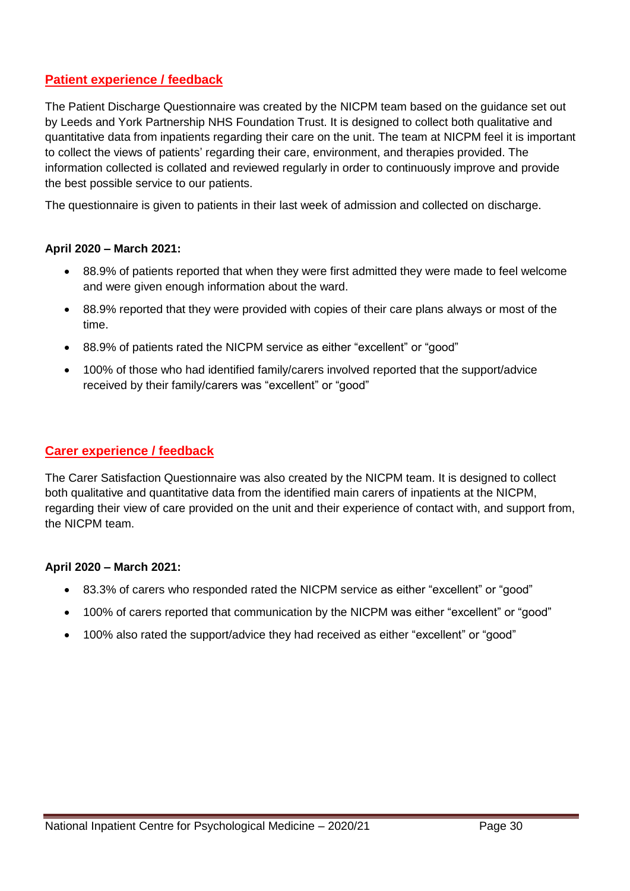## Patient experience / feedback

The Patient Discharge Questionnaire was created by the NICPM team based on the guidance set out by Leeds and York Partnership NHS Foundation Trust. It is designed to collect both qualitative and quantitative data from inpatients regarding their care on the unit. The team at NICPM feel it is important to collect the views of patients' regarding their care, environment, and therapies provided. The information collected is collated and reviewed regularly in order to continuously improve and provide the best possible service to our patients.

The questionnaire is given to patients in their last week of admission and collected on discharge.

**April 2020 – March 2021:**

- 88.9% of patients reported that when they were first admitted they were made to feel welcome and were given enough information about the ward.
- 88.9% reported that they were provided with copies of their care plans always or most of the time.
- 88.9% of patients rated the NICPM service as either "excellent" or "good"
- 100% of those who had identified family/carers involved reported that the support/advice received by their family/carers was "excellent" or "good"

## Carer experience / feedback

The Carer Satisfaction Questionnaire was also created by the NICPM team. It is designed to collect both qualitative and quantitative data from the identified main carers of inpatients at the NICPM, regarding their view of care provided on the unit and their experience of contact with, and support from, the NICPM team.

**April 2020 – March 2021:**

- 83.3% of carers who responded rated the NICPM service as either "excellent" or "good"
- 100% of carers reported that communication by the NICPM was either "excellent" or "good"
- 100% also rated the support/advice they had received as either "excellent" or "good"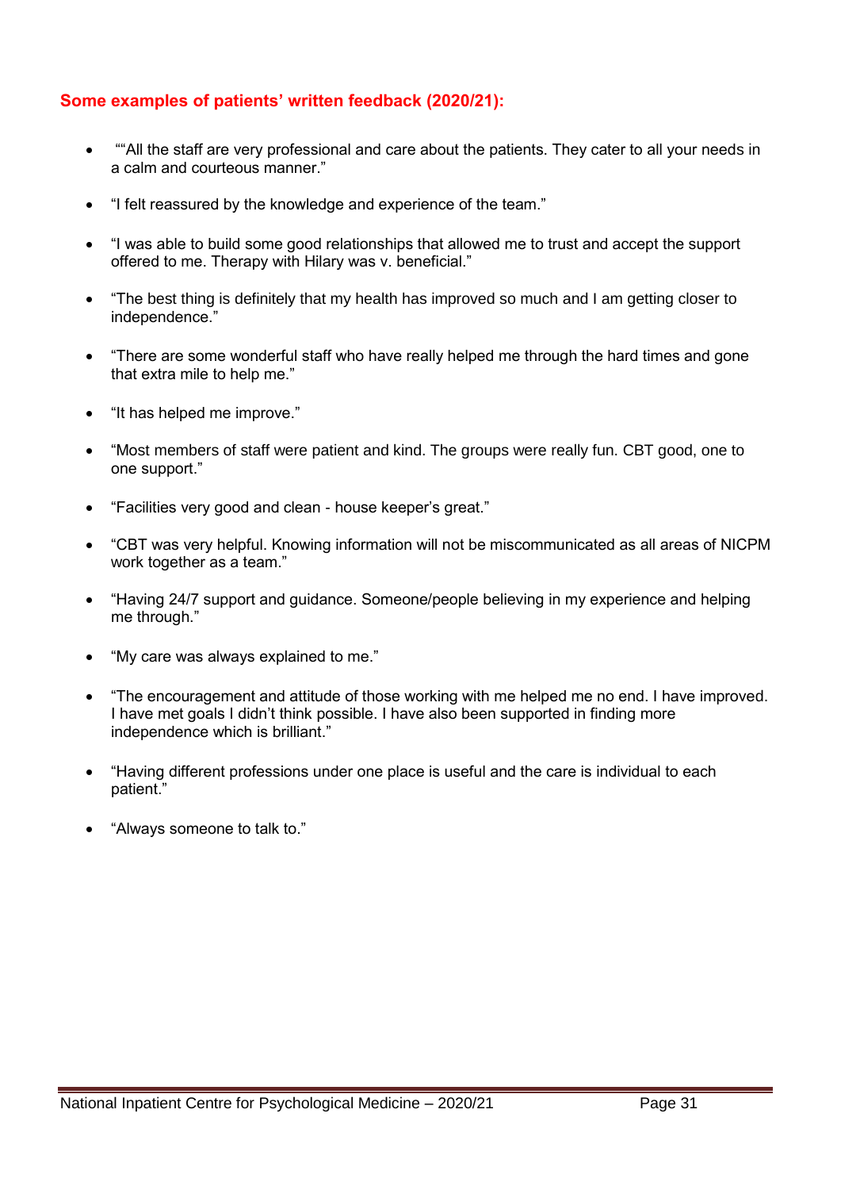**Some examples of patients' written feedback (2020/21):**

- ""All the staff are very professional and care about the patients. They cater to all your needs in a calm and courteous manner."
- "I felt reassured by the knowledge and experience of the team."
- "I was able to build some good relationships that allowed me to trust and accept the support offered to me. Therapy with Hilary was v. beneficial."
- "The best thing is definitely that my health has improved so much and I am getting closer to independence."
- "There are some wonderful staff who have really helped me through the hard times and gone that extra mile to help me."
- "It has helped me improve."
- "Most members of staff were patient and kind. The groups were really fun. CBT good, one to one support."
- "Facilities very good and clean - house keeper's great."
- "CBT was very helpful. Knowing information will not be miscommunicated as all areas of NICPM work together as a team."
- "Having 24/7 support and guidance. Someone/people believing in my experience and helping me through."
- "My care was always explained to me."
- "The encouragement and attitude of those working with me helped me no end. I have improved. I have met goals I didn't think possible. I have also been supported in finding more independence which is brilliant."
- "Having different professions under one place is useful and the care is individual to each patient."
- "Always someone to talk to."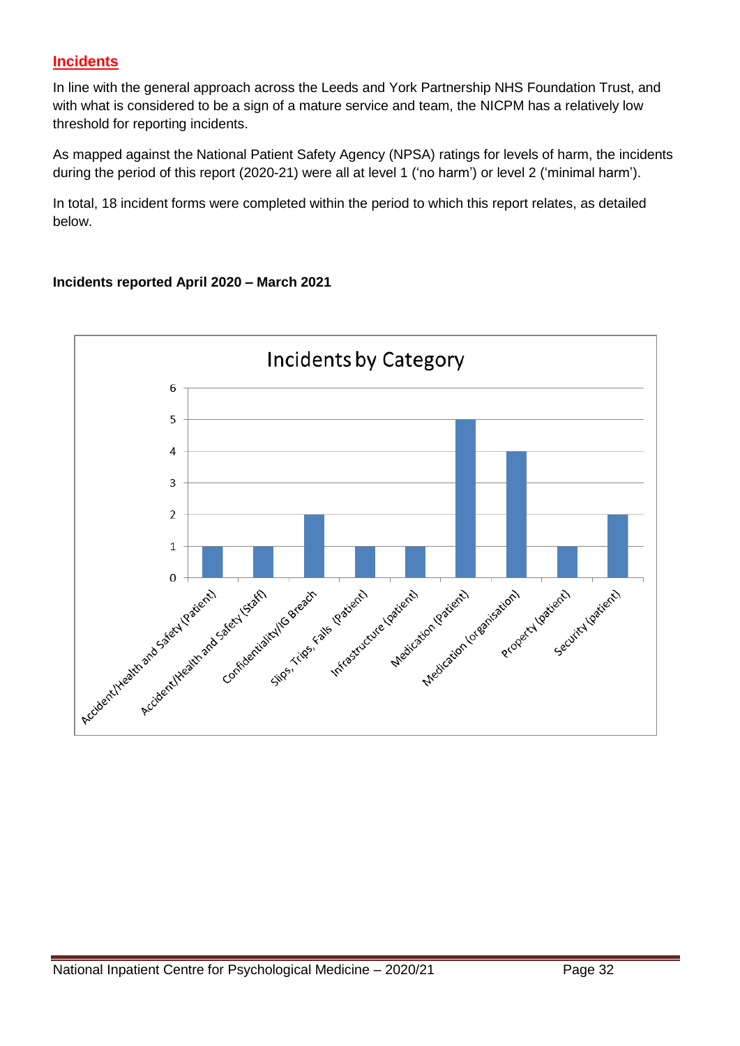## Incidents

In line with the general approach across the Leeds and York Partnership NHS Foundation Trust, and with what is considered to be a sign of a mature service and team, the NICPM has a relatively low threshold for reporting incidents.

As mapped against the National Patient Safety Agency (NPSA) ratings for levels of harm, the incidents during the period of this report (2020-21) were all at level 1 ('no harm') or level 2 ('minimal harm').

In total, 18 incident forms were completed within the period to which this report relates, as detailed below.

**Incidents reported April 2020 – March 2021**

Incidents by Category

| Category | Number |
|---|---|
| Accident/Health and Safety (Patient) | 1 |
| Accident/Health and Safety (Staff) | 1 |
| Confidentiality/IG Breach | 2 |
| Slips, Trips, Falls (Patient) | 1 |
| Infrastructure (patient) | 1 |
| Medication (Patient) | 5 |
| Medication (organisation) | 4 |
| Property (patient) | 1 |
| Security (patient) | 2 |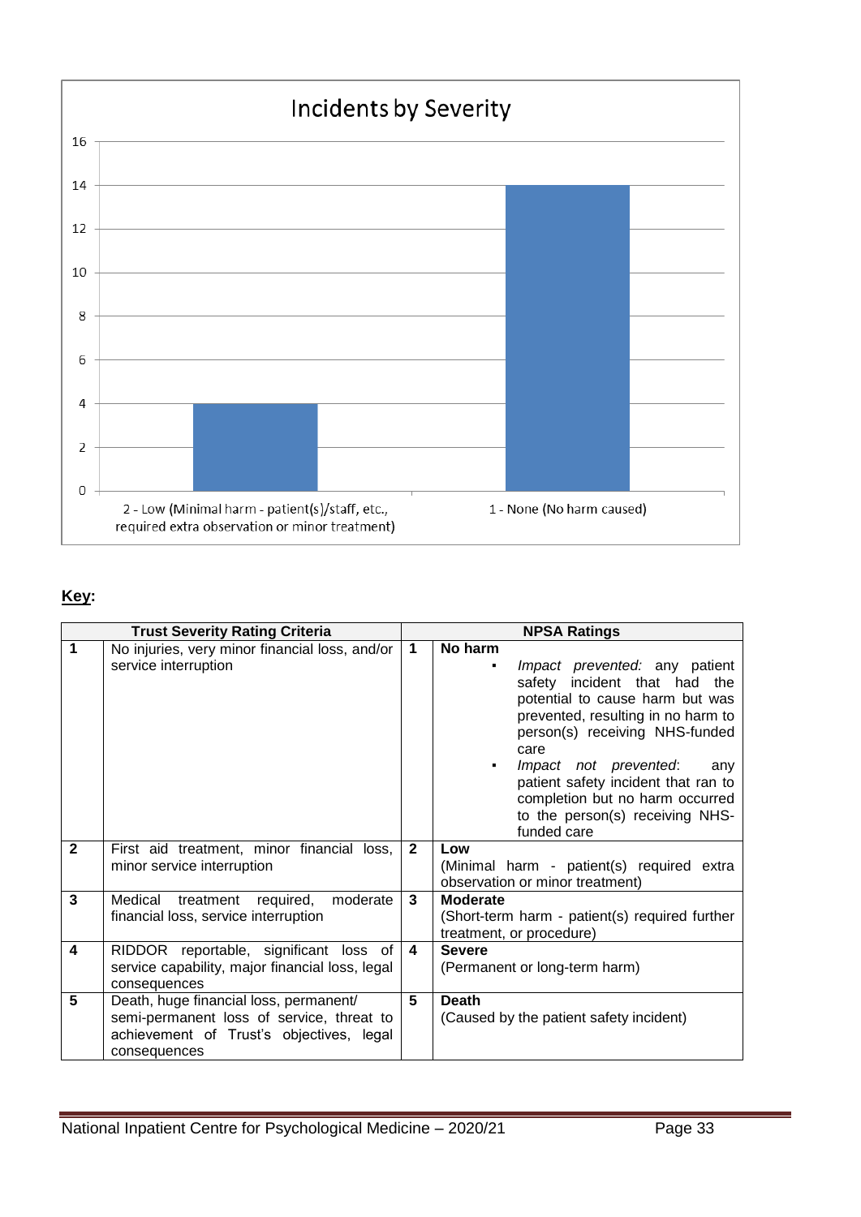## Incidents by Severity

| Severity | Number of incidents |
|---|---|
| 2 - Low (Minimal harm - patient(s)/staff, etc., required extra observation or minor treatment) | 4 |
| 1 - None (No harm caused) | 14 |

**Key:**

| Trust Severity Rating Criteria | | NPSA Ratings | |
|---|---|---|---|
| 1 | No injuries, very minor financial loss, and/or service interruption | 1 | **No harm**<br>▪ *Impact prevented:* any patient safety incident that had the potential to cause harm but was prevented, resulting in no harm to person(s) receiving NHS-funded care<br>▪ *Impact not prevented*: any patient safety incident that ran to completion but no harm occurred to the person(s) receiving NHS-funded care |
| 2 | First aid treatment, minor financial loss, minor service interruption | 2 | **Low**<br>(Minimal harm - patient(s) required extra observation or minor treatment) |
| 3 | Medical treatment required, moderate financial loss, service interruption | 3 | **Moderate**<br>(Short-term harm - patient(s) required further treatment, or procedure) |
| 4 | RIDDOR reportable, significant loss of service capability, major financial loss, legal consequences | 4 | **Severe**<br>(Permanent or long-term harm) |
| 5 | Death, huge financial loss, permanent/ semi-permanent loss of service, threat to achievement of Trust's objectives, legal consequences | 5 | **Death**<br>(Caused by the patient safety incident) |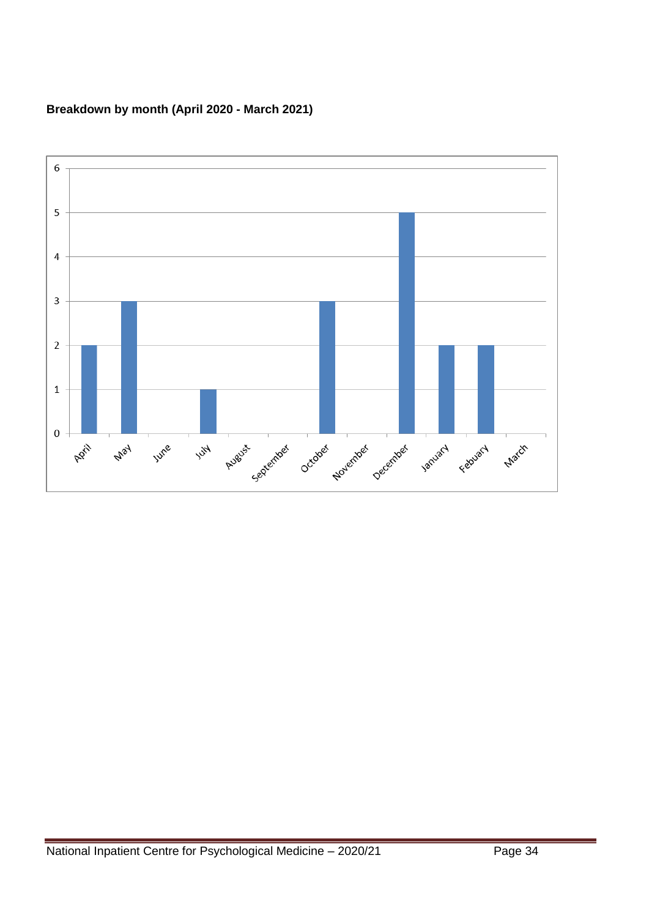**Breakdown by month (April 2020 - March 2021)**

| Month | Value |
|---|---|
| April | 2 |
| May | 3 |
| June | 0 |
| July | 1 |
| August | 0 |
| September | 0 |
| October | 3 |
| November | 0 |
| December | 5 |
| January | 2 |
| Febuary | 2 |
| March | 0 |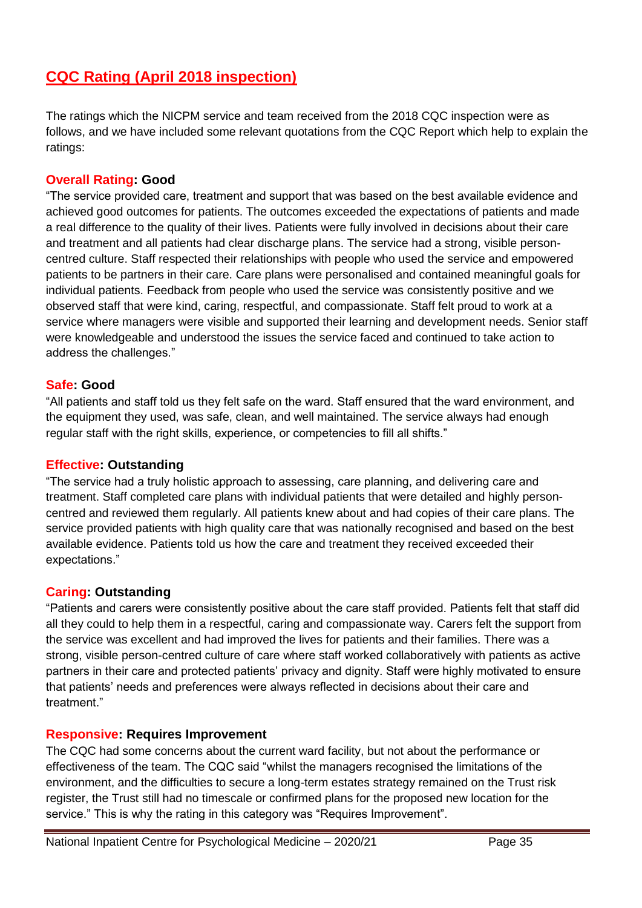## CQC Rating (April 2018 inspection)

The ratings which the NICPM service and team received from the 2018 CQC inspection were as follows, and we have included some relevant quotations from the CQC Report which help to explain the ratings:

**Overall Rating: Good**

"The service provided care, treatment and support that was based on the best available evidence and achieved good outcomes for patients. The outcomes exceeded the expectations of patients and made a real difference to the quality of their lives. Patients were fully involved in decisions about their care and treatment and all patients had clear discharge plans. The service had a strong, visible person-centred culture. Staff respected their relationships with people who used the service and empowered patients to be partners in their care. Care plans were personalised and contained meaningful goals for individual patients. Feedback from people who used the service was consistently positive and we observed staff that were kind, caring, respectful, and compassionate. Staff felt proud to work at a service where managers were visible and supported their learning and development needs. Senior staff were knowledgeable and understood the issues the service faced and continued to take action to address the challenges."

**Safe: Good**

"All patients and staff told us they felt safe on the ward. Staff ensured that the ward environment, and the equipment they used, was safe, clean, and well maintained. The service always had enough regular staff with the right skills, experience, or competencies to fill all shifts."

**Effective: Outstanding**

"The service had a truly holistic approach to assessing, care planning, and delivering care and treatment. Staff completed care plans with individual patients that were detailed and highly person-centred and reviewed them regularly. All patients knew about and had copies of their care plans. The service provided patients with high quality care that was nationally recognised and based on the best available evidence. Patients told us how the care and treatment they received exceeded their expectations."

**Caring: Outstanding**

"Patients and carers were consistently positive about the care staff provided. Patients felt that staff did all they could to help them in a respectful, caring and compassionate way. Carers felt the support from the service was excellent and had improved the lives for patients and their families. There was a strong, visible person-centred culture of care where staff worked collaboratively with patients as active partners in their care and protected patients' privacy and dignity. Staff were highly motivated to ensure that patients' needs and preferences were always reflected in decisions about their care and treatment."

**Responsive: Requires Improvement**

The CQC had some concerns about the current ward facility, but not about the performance or effectiveness of the team. The CQC said "whilst the managers recognised the limitations of the environment, and the difficulties to secure a long-term estates strategy remained on the Trust risk register, the Trust still had no timescale or confirmed plans for the proposed new location for the service." This is why the rating in this category was "Requires Improvement".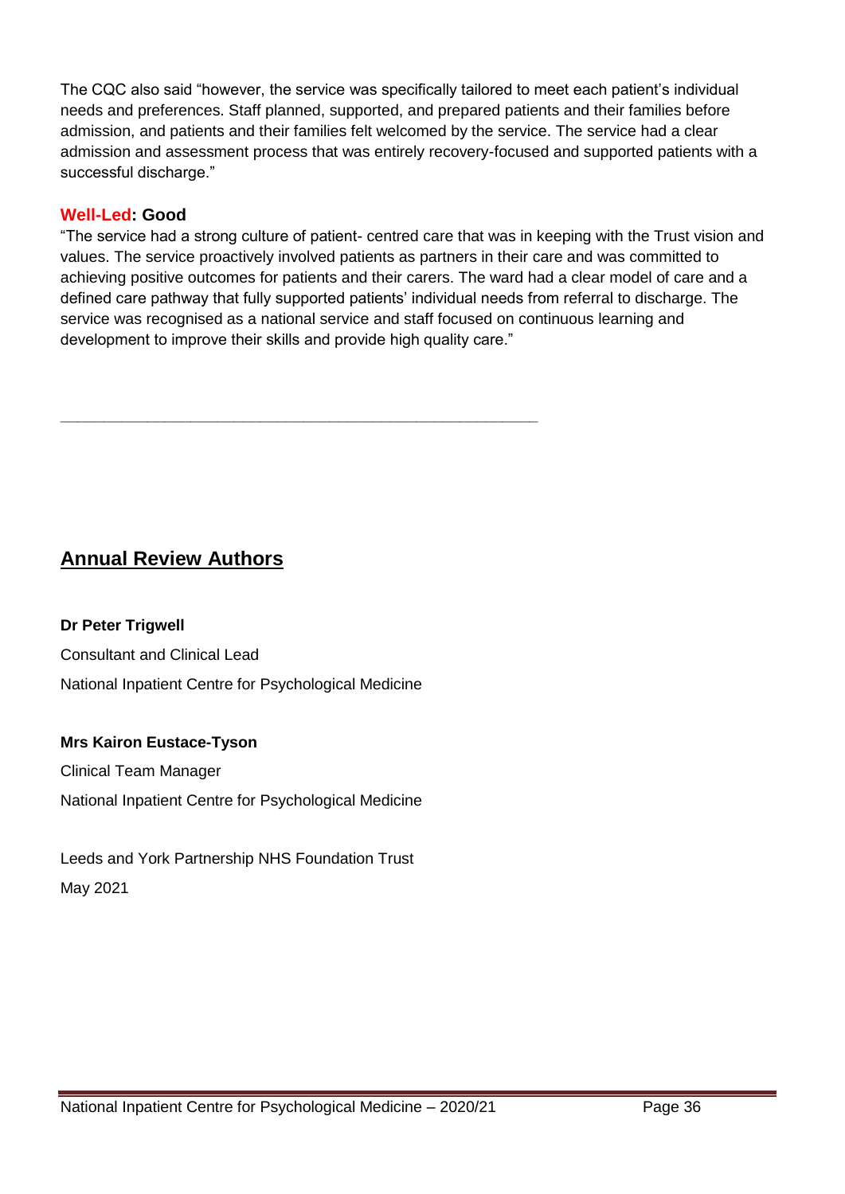The CQC also said "however, the service was specifically tailored to meet each patient's individual needs and preferences. Staff planned, supported, and prepared patients and their families before admission, and patients and their families felt welcomed by the service. The service had a clear admission and assessment process that was entirely recovery-focused and supported patients with a successful discharge."

**Well-Led: Good**

"The service had a strong culture of patient- centred care that was in keeping with the Trust vision and values. The service proactively involved patients as partners in their care and was committed to achieving positive outcomes for patients and their carers. The ward had a clear model of care and a defined care pathway that fully supported patients' individual needs from referral to discharge. The service was recognised as a national service and staff focused on continuous learning and development to improve their skills and provide high quality care."

---

## Annual Review Authors

**Dr Peter Trigwell**

Consultant and Clinical Lead

National Inpatient Centre for Psychological Medicine

**Mrs Kairon Eustace-Tyson**

Clinical Team Manager

National Inpatient Centre for Psychological Medicine

Leeds and York Partnership NHS Foundation Trust

May 2021